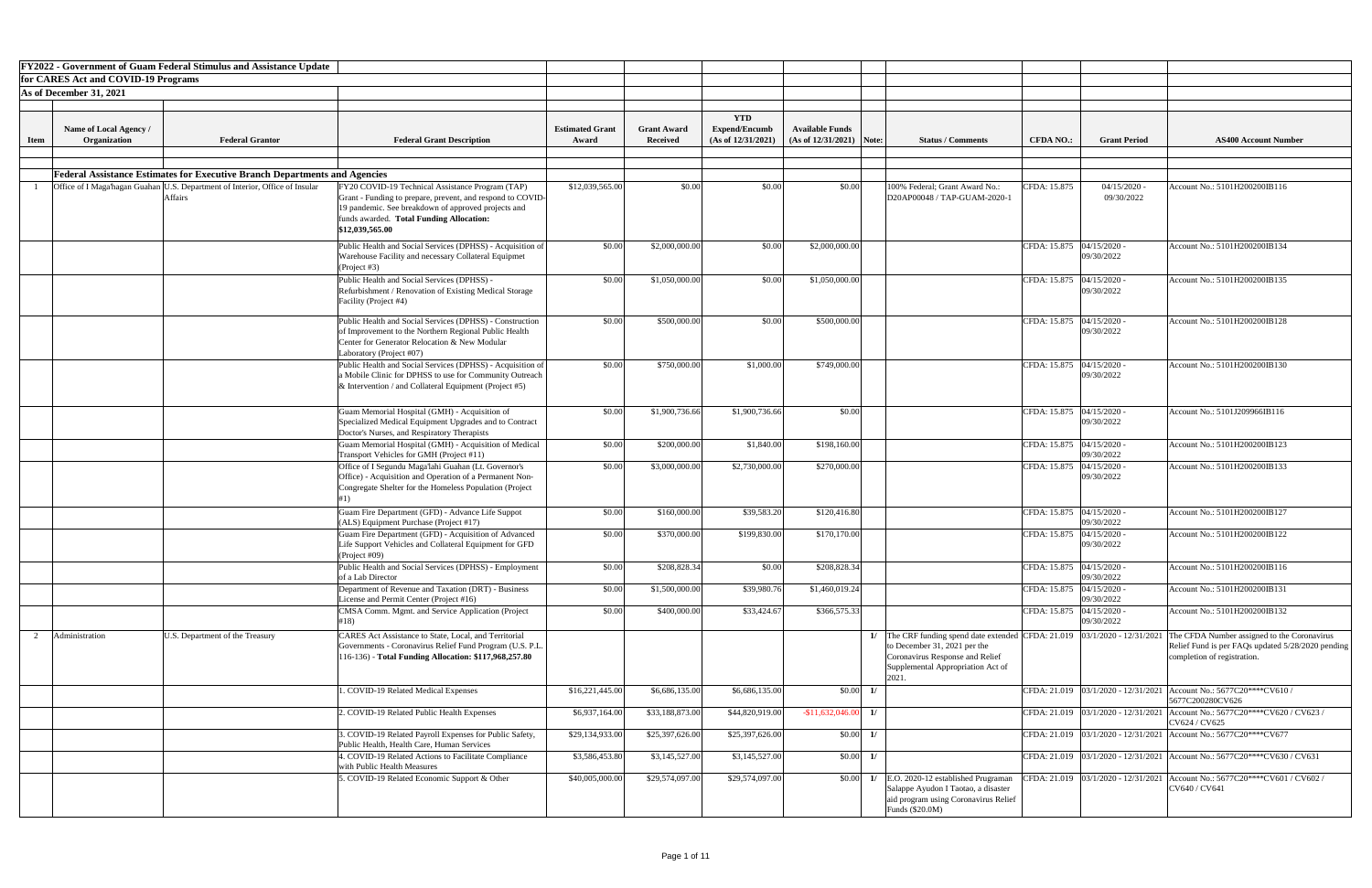**FY2022 - Government of Guam Federal Stimulus and Assistance Update**

**for CARES Act and COVID-19 Programs**

**As of December 31, 2021**

| Item | Name of Local Agency / Organization | Federal Grantor | Federal Grant Description | Estimated Grant Award | Grant Award Received | YTD Expend/Encumb (As of 12/31/2021) | Available Funds (As of 12/31/2021) | Note: | Status / Comments | CFDA NO.: | Grant Period | AS400 Account Number |
|---|---|---|---|---|---|---|---|---|---|---|---|---|
| | **Federal Assistance Estimates for Executive Branch Departments and Agencies** | | | | | | | | | | | |
| 1 | Office of I Maga'hagan Guahan | U.S. Department of Interior, Office of Insular Affairs | FY20 COVID-19 Technical Assistance Program (TAP) Grant - Funding to prepare, prevent, and respond to COVID-19 pandemic. See breakdown of approved projects and funds awarded. **Total Funding Allocation: $12,039,565.00** | $12,039,565.00 | $0.00 | $0.00 | $0.00 | | 100% Federal; Grant Award No.: D20AP00048 / TAP-GUAM-2020-1 | CFDA: 15.875 | 04/15/2020 - 09/30/2022 | Account No.: 5101H200200IB116 |
| | | | Public Health and Social Services (DPHSS) - Acquisition of Warehouse Facility and necessary Collateral Equipmet (Project #3) | $0.00 | $2,000,000.00 | $0.00 | $2,000,000.00 | | | CFDA: 15.875 | 04/15/2020 - 09/30/2022 | Account No.: 5101H200200IB134 |
| | | | Public Health and Social Services (DPHSS) - Refurbishment / Renovation of Existing Medical Storage Facility (Project #4) | $0.00 | $1,050,000.00 | $0.00 | $1,050,000.00 | | | CFDA: 15.875 | 04/15/2020 - 09/30/2022 | Account No.: 5101H200200IB135 |
| | | | Public Health and Social Services (DPHSS) - Construction of Improvement to the Northern Regional Public Health Center for Generator Relocation & New Modular Laboratory (Project #07) | $0.00 | $500,000.00 | $0.00 | $500,000.00 | | | CFDA: 15.875 | 04/15/2020 - 09/30/2022 | Account No.: 5101H200200IB128 |
| | | | Public Health and Social Services (DPHSS) - Acquisition of a Mobile Clinic for DPHSS to use for Community Outreach & Intervention / and Collateral Equipment (Project #5) | $0.00 | $750,000.00 | $1,000.00 | $749,000.00 | | | CFDA: 15.875 | 04/15/2020 - 09/30/2022 | Account No.: 5101H200200IB130 |
| | | | Guam Memorial Hospital (GMH) - Acquisition of Specialized Medical Equipment Upgrades and to Contract Doctor's Nurses, and Respiratory Therapists | $0.00 | $1,900,736.66 | $1,900,736.66 | $0.00 | | | CFDA: 15.875 | 04/15/2020 - 09/30/2022 | Account No.: 5101J209966IB116 |
| | | | Guam Memorial Hospital (GMH) - Acquisition of Medical Transport Vehicles for GMH (Project #11) | $0.00 | $200,000.00 | $1,840.00 | $198,160.00 | | | CFDA: 15.875 | 04/15/2020 - 09/30/2022 | Account No.: 5101H200200IB123 |
| | | | Office of I Segundu Maga'lahi Guahan (Lt. Governor's Office) - Acquisition and Operation of a Permanent Non-Congregate Shelter for the Homeless Population (Project #1) | $0.00 | $3,000,000.00 | $2,730,000.00 | $270,000.00 | | | CFDA: 15.875 | 04/15/2020 - 09/30/2022 | Account No.: 5101H200200IB133 |
| | | | Guam Fire Department (GFD) - Advance Life Suppot (ALS) Equipment Purchase (Project #17) | $0.00 | $160,000.00 | $39,583.20 | $120,416.80 | | | CFDA: 15.875 | 04/15/2020 - 09/30/2022 | Account No.: 5101H200200IB127 |
| | | | Guam Fire Department (GFD) - Acquisition of Advanced Life Support Vehicles and Collateral Equipment for GFD (Project #09) | $0.00 | $370,000.00 | $199,830.00 | $170,170.00 | | | CFDA: 15.875 | 04/15/2020 - 09/30/2022 | Account No.: 5101H200200IB122 |
| | | | Public Health and Social Services (DPHSS) - Employment of a Lab Director | $0.00 | $208,828.34 | $0.00 | $208,828.34 | | | CFDA: 15.875 | 04/15/2020 - 09/30/2022 | Account No.: 5101H200200IB116 |
| | | | Department of Revenue and Taxation (DRT) - Business License and Permit Center (Project #16) | $0.00 | $1,500,000.00 | $39,980.76 | $1,460,019.24 | | | CFDA: 15.875 | 04/15/2020 - 09/30/2022 | Account No.: 5101H200200IB131 |
| | | | CMSA Comm. Mgmt. and Service Application (Project #18) | $0.00 | $400,000.00 | $33,424.67 | $366,575.33 | | | CFDA: 15.875 | 04/15/2020 - 09/30/2022 | Account No.: 5101H200200IB132 |
| 2 | Administration | U.S. Department of the Treasury | CARES Act Assistance to State, Local, and Territorial Governments - Coronavirus Relief Fund Program (U.S. P.L. 116-136) - **Total Funding Allocation: $117,968,257.80** | | | | | 1/ | The CRF funding spend date extended to December 31, 2021 per the Coronavirus Response and Relief Supplemental Appropriation Act of 2021. | CFDA: 21.019 | 03/1/2020 - 12/31/2021 | The CFDA Number assigned to the Coronavirus Relief Fund is per FAQs updated 5/28/2020 pending completion of registration. |
| | | | 1. COVID-19 Related Medical Expenses | $16,221,445.00 | $6,686,135.00 | $6,686,135.00 | $0.00 | 1/ | | CFDA: 21.019 | 03/1/2020 - 12/31/2021 | Account No.: 5677C20****CV610 / 5677C200280CV626 |
| | | | 2. COVID-19 Related Public Health Expenses | $6,937,164.00 | $33,188,873.00 | $44,820,919.00 | -$11,632,046.00 | 1/ | | CFDA: 21.019 | 03/1/2020 - 12/31/2021 | Account No.: 5677C20****CV620 / CV623 / CV624 / CV625 |
| | | | 3. COVID-19 Related Payroll Expenses for Public Safety, Public Health, Health Care, Human Services | $29,134,933.00 | $25,397,626.00 | $25,397,626.00 | $0.00 | 1/ | | CFDA: 21.019 | 03/1/2020 - 12/31/2021 | Account No.: 5677C20****CV677 |
| | | | 4. COVID-19 Related Actions to Facilitate Compliance with Public Health Measures | $3,586,453.80 | $3,145,527.00 | $3,145,527.00 | $0.00 | 1/ | | CFDA: 21.019 | 03/1/2020 - 12/31/2021 | Account No.: 5677C20****CV630 / CV631 |
| | | | 5. COVID-19 Related Economic Support & Other | $40,005,000.00 | $29,574,097.00 | $29,574,097.00 | $0.00 | 1/ | E.O. 2020-12 established Prugraman Salappe Ayudon I Taotao, a disaster aid program using Coronavirus Relief Funds ($20.0M) | CFDA: 21.019 | 03/1/2020 - 12/31/2021 | Account No.: 5677C20****CV601 / CV602 / CV640 / CV641 |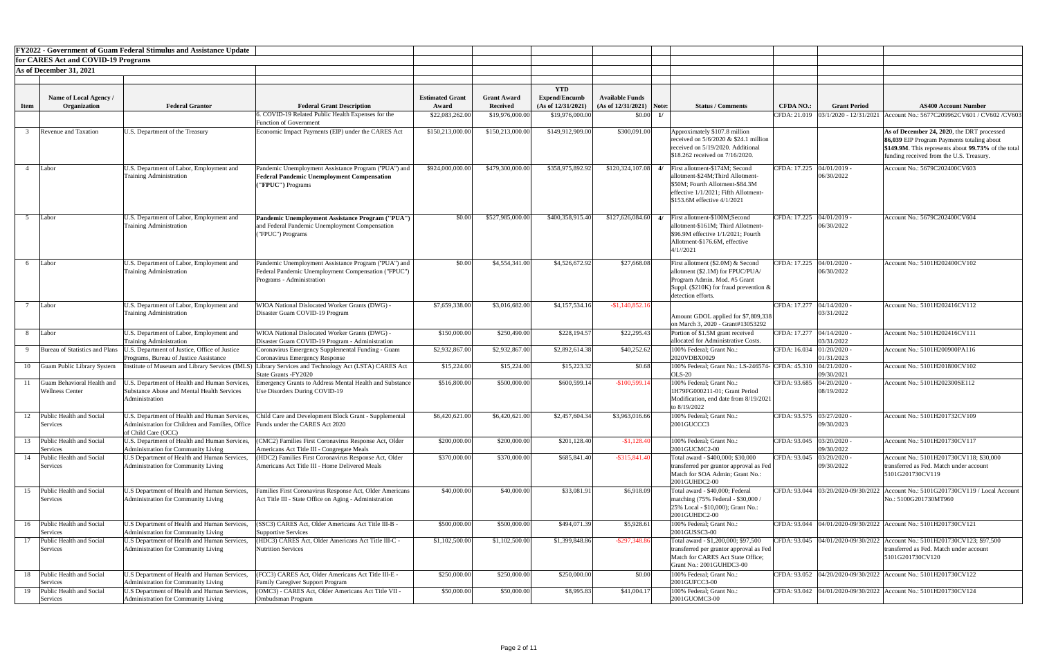**FY2022 - Government of Guam Federal Stimulus and Assistance Update**

**for CARES Act and COVID-19 Programs**

**As of December 31, 2021**

| Item | Name of Local Agency / Organization | Federal Grantor | Federal Grant Description | Estimated Grant Award | Grant Award Received | YTD Expend/Encumb (As of 12/31/2021) | Available Funds (As of 12/31/2021) | Note: | Status / Comments | CFDA NO.: | Grant Period | AS400 Account Number |
|---|---|---|---|---|---|---|---|---|---|---|---|---|
| | | | 6. COVID-19 Related Public Health Expenses for the Function of Government | $22,083,262.00 | $19,976,000.00 | $19,976,000.00 | $0.00 | 1/ | | CFDA: 21.019 | 03/1/2020 - 12/31/2021 | Account No.: 5677C209962CV601 / CV602 /CV603 |
| 3 | Revenue and Taxation | U.S. Department of the Treasury | Economic Impact Payments (EIP) under the CARES Act | $150,213,000.00 | $150,213,000.00 | $149,912,909.00 | $300,091.00 | | Approximately $107.8 million received on 5/6/2020 & $24.1 million received on 5/19/2020. Additional $18.262 received on 7/16/2020. | | | **As of December 24, 2020**, the DRT processed **86,039** EIP Program Payments totaling about **$149.9M**. This represents about **99.73%** of the total funding received from the U.S. Treasury. |
| 4 | Labor | U.S. Department of Labor, Employment and Training Administration | Pandemic Unemployment Assistance Program ("PUA") and **Federal Pandemic Unemployment Compensation ("FPUC") Programs** | $924,000,000.00 | $479,300,000.00 | $358,975,892.92 | $120,324,107.08 | 4/ | First allotment-$174M; Second allotment-$24M;Third Allotment-$50M; Fourth Allotment-$84.3M effective 1/1/2021; Fifth Allotment-$153.6M effective 4/1/2021 | CFDA: 17.225 | 04/01/2019 - 06/30/2022 | Account No.: 5679C202400CV603 |
| 5 | Labor | U.S. Department of Labor, Employment and Training Administration | **Pandemic Unemployment Assistance Program ("PUA")** and Federal Pandemic Unemployment Compensation ("FPUC") Programs | $0.00 | $527,985,000.00 | $400,358,915.40 | $127,626,084.60 | 4/ | First allotment-$100M;Second allotment-$161M; Third Allotment-$96.9M effective 1/1/2021; Fourth Allotment-$176.6M, effective 4/1//2021 | CFDA: 17.225 | 04/01/2019 - 06/30/2022 | Account No.: 5679C202400CV604 |
| 6 | Labor | U.S. Department of Labor, Employment and Training Administration | Pandemic Unemployment Assistance Program ("PUA") and Federal Pandemic Unemployment Compensation ("FPUC") Programs - Administration | $0.00 | $4,554,341.00 | $4,526,672.92 | $27,668.08 | | First allotment ($2.0M) & Second allotment ($2.1M) for FPUC/PUA/ Program Admin. Mod. #5 Grant Suppl. ($210K) for fraud prevention & detection efforts. | CFDA: 17.225 | 04/01/2020 - 06/30/2022 | Account No.: 5101H202400CV102 |
| 7 | Labor | U.S. Department of Labor, Employment and Training Administration | WIOA National Dislocated Worker Grants (DWG) - Disaster Guam COVID-19 Program | $7,659,338.00 | $3,016,682.00 | $4,157,534.16 | -$1,140,852.16 | | Amount GDOL applied for $7,809,338 on March 3, 2020 - Grant#13053292 | CFDA: 17.277 | 04/14/2020 - 03/31/2022 | Account No.: 5101H202416CV112 |
| 8 | Labor | U.S. Department of Labor, Employment and Training Administration | WIOA National Dislocated Worker Grants (DWG) - Disaster Guam COVID-19 Program - Administration | $150,000.00 | $250,490.00 | $228,194.57 | $22,295.43 | | Portion of $1.5M grant received allocated for Administrative Costs. | CFDA: 17.277 | 04/14/2020 - 03/31/2022 | Account No.: 5101H202416CV111 |
| 9 | Bureau of Statistics and Plans | U.S. Department of Justice, Office of Justice Programs, Bureau of Justice Assistance | Coronavirus Emergency Supplemental Funding - Guam Coronavirus Emergency Response | $2,932,867.00 | $2,932,867.00 | $2,892,614.38 | $40,252.62 | | 100% Federal; Grant No.: 2020VDBX0029 | CFDA: 16.034 | 01/20/2020 - 01/31/2023 | Account No.: 5101H200900PA116 |
| 10 | Guam Public Library System | Institute of Museum and Library Services (IMLS) | Library Services and Technology Act (LSTA) CARES Act State Grants -FY2020 | $15,224.00 | $15,224.00 | $15,223.32 | $0.68 | | 100% Federal; Grant No.: LS-246574-OLS-20 | CFDA: 45.310 | 04/21/2020 - 09/30/2021 | Account No.: 5101H201800CV102 |
| 11 | Guam Behavioral Health and Wellness Center | U.S. Department of Health and Human Services, Substance Abuse and Mental Health Services Administration | Emergency Grants to Address Mental Health and Substance Use Disorders During COVID-19 | $516,800.00 | $500,000.00 | $600,599.14 | -$100,599.14 | | 100% Federal; Grant No.: 1H79FG000211-01; Grant Period Modification, end date from 8/19/2021 to 8/19/2022 | CFDA: 93.685 | 04/20/2020 - 08/19/2022 | Account No.: 5101H202300SE112 |
| 12 | Public Health and Social Services | U.S. Department of Health and Human Services, Administration for Children and Families, Office of Child Care (OCC) | Child Care and Development Block Grant - Supplemental Funds under the CARES Act 2020 | $6,420,621.00 | $6,420,621.00 | $2,457,604.34 | $3,963,016.66 | | 100% Federal; Grant No.: 2001GUCCC3 | CFDA: 93.575 | 03/27/2020 - 09/30/2023 | Account No.: 5101H201732CV109 |
| 13 | Public Health and Social Services | U.S. Department of Health and Human Services, Administration for Community Living | (CMC2) Families First Coronavirus Response Act, Older Americans Act Title III - Congregate Meals | $200,000.00 | $200,000.00 | $201,128.40 | -$1,128.40 | | 100% Federal; Grant No.: 2001GUCMC2-00 | CFDA: 93.045 | 03/20/2020 - 09/30/2022 | Account No.: 5101H201730CV117 |
| 14 | Public Health and Social Services | U.S Department of Health and Human Services, Administration for Community Living | (HDC2) Families First Coronavirus Response Act, Older Americans Act Title III - Home Delivered Meals | $370,000.00 | $370,000.00 | $685,841.40 | -$315,841.40 | | Total award - $400,000; $30,000 transferred per grantor approval as Fed Match for SOA Admin; Grant No.: 2001GUHDC2-00 | CFDA: 93.045 | 03/20/2020 - 09/30/2022 | Account No.: 5101H201730CV118; $30,000 transferred as Fed. Match under account 5101G201730CV119 |
| 15 | Public Health and Social Services | U.S Department of Health and Human Services, Administration for Community Living | Families First Coronavirus Response Act, Older Americans Act Title III - State Office on Aging - Administration | $40,000.00 | $40,000.00 | $33,081.91 | $6,918.09 | | Total award - $40,000; Federal matching (75% Federal - $30,000 / 25% Local - $10,000); Grant No.: 2001GUHDC2-00 | CFDA: 93.044 | 03/20/2020-09/30/2022 | Account No.: 5101G201730CV119 / Local Account No.: 5100G201730MT960 |
| 16 | Public Health and Social Services | U.S Department of Health and Human Services, Administration for Community Living | (SSC3) CARES Act, Older Americans Act Title III-B - Supportive Services | $500,000.00 | $500,000.00 | $494,071.39 | $5,928.61 | | 100% Federal; Grant No.: 2001GUSSC3-00 | CFDA: 93.044 | 04/01/2020-09/30/2022 | Account No.: 5101H201730CV121 |
| 17 | Public Health and Social Services | U.S Department of Health and Human Services, Administration for Community Living | (HDC3) CARES Act, Older Americans Act Title III-C - Nutrition Services | $1,102,500.00 | $1,102,500.00 | $1,399,848.86 | -$297,348.86 | | Total award - $1,200,000; $97,500 transferred per grantor approval as Fed Match for CARES Act State Office; Grant No.: 2001GUHDC3-00 | CFDA: 93.045 | 04/01/2020-09/30/2022 | Account No.: 5101H201730CV123; $97,500 transferred as Fed. Match under account 5101G201730CV120 |
| 18 | Public Health and Social Services | U.S Department of Health and Human Services, Administration for Community Living | (FCC3) CARES Act, Older Americans Act Title III-E - Family Caregiver Support Program | $250,000.00 | $250,000.00 | $250,000.00 | $0.00 | | 100% Federal; Grant No.: 2001GUFCC3-00 | CFDA: 93.052 | 04/20/2020-09/30/2022 | Account No.: 5101H201730CV122 |
| 19 | Public Health and Social Services | U.S Department of Health and Human Services, Administration for Community Living | (OMC3) - CARES Act, Older Americans Act Title VII - Ombudsman Program | $50,000.00 | $50,000.00 | $8,995.83 | $41,004.17 | | 100% Federal; Grant No.: 2001GUOMC3-00 | CFDA: 93.042 | 04/01/2020-09/30/2022 | Account No.: 5101H201730CV124 |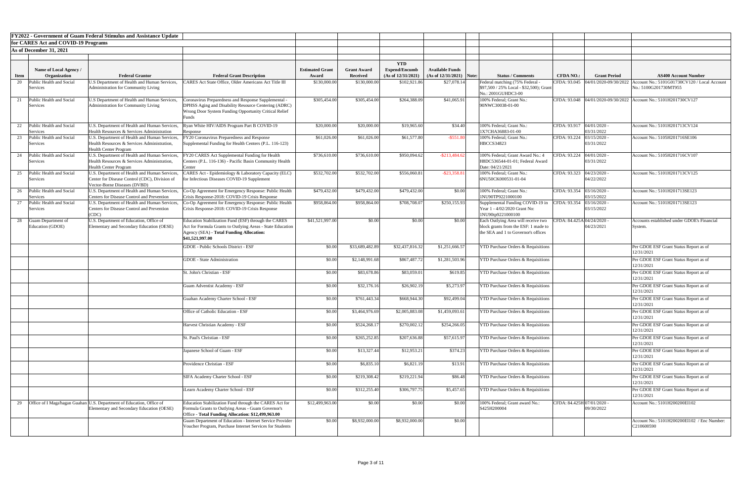**FY2022 - Government of Guam Federal Stimulus and Assistance Update**

**for CARES Act and COVID-19 Programs**

**As of December 31, 2021**

| Item | Name of Local Agency / Organization | Federal Grantor | Federal Grant Description | Estimated Grant Award | Grant Award Received | YTD Expend/Encumb (As of 12/31/2021) | Available Funds (As of 12/31/2021) | Note: | Status / Comments | CFDA NO.: | Grant Period | AS400 Account Number |
|---|---|---|---|---|---|---|---|---|---|---|---|---|
| 20 | Public Health and Social Services | U.S Department of Health and Human Services, Administration for Community Living | CARES Act State Office, Older Americans Act Title III | $130,000.00 | $130,000.00 | $102,921.86 | $27,078.14 | | Federal matching (75% Federal - $97,500 / 25% Local - $32,500); Grant No.: 2001GUHDC3-00 | CFDA: 93.045 | 04/01/2020-09/30/2022 | Account No.: 5101G01730CV120 / Local Account No.: 5100G201730MT955 |
| 21 | Public Health and Social Services | U.S Department of Health and Human Services, Administration for Community Living | Coronavirus Preparedness and Response Supplemental - DPHSS Aging and Disability Resource Centering (ADRC) Wrong Door System Funding Opportunity Critical Relief Funds | $305,454.00 | $305,454.00 | $264,388.09 | $41,065.91 | | 100% Federal; Grant No.: 90NWC30038-01-00 | CFDA: 93.048 | 04/01/2020-09/30/2022 | Account No.: 5101H201730CV127 |
| 22 | Public Health and Social Services | U.S. Department of Health and Human Services, Health Resources & Services Administration | Ryan White HIV/AIDS Program Part B COVID-19 Response | $20,000.00 | $20,000.00 | $19,965.60 | $34.40 | | 100% Federal; Grant No.: 1X7CHA36883-01-00 | CFDA: 93.917 | 04/01/2020 - 03/31/2022 | Account No.: 5101H201713CV124 |
| 23 | Public Health and Social Services | U.S. Department of Health and Human Services, Health Resources & Services Administration, Health Center Program | FY20 Coronavirus Preparedness and Response Supplemental Funding for Health Centers (P.L. 116-123) | $61,026.00 | $61,026.00 | $61,577.80 | -$551.80 | | 100% Federal; Grant No.: HBCCS34823 | CFDA: 93.224 | 03/15/2020 - 03/31/2022 | Account No.: 5105H201716SE106 |
| 24 | Public Health and Social Services | U.S. Department of Health and Human Services, Health Resources & Services Administration, Health Center Program | FY20 CARES Act Supplemental Funding for Health Centers (P.L. 116-136) - Pacific Basin Community Health Center | $736,610.00 | $736,610.00 | $950,094.62 | -$213,484.62 | | 100% Federal; Grant Award No.: 4 H8DC536544-01-01; Federal Award Date: 04/21/2021 | CFDA: 93.224 | 04/01/2020 - 03/31/2022 | Account No.: 5105H201716CV107 |
| 25 | Public Health and Social Services | U.S. Department of Health and Human Services, Center for Disease Control (CDC), Division of Vector-Borne Diseases (DVBD) | CARES Act - Epidemiology & Laboratory Capacity (ELC) for Infectious Diseases COVID-19 Supplement | $532,702.00 | $532,702.00 | $556,060.81 | -$23,358.81 | | 100% Federal; Grant No.: 6NU50CK000531-01-04 | CFDA: 93.323 | 04/23/2020 - 04/22/2022 | Account No.: 5101H201713CV125 |
| 26 | Public Health and Social Services | U.S. Department of Health and Human Services, Centers for Disease Control and Prevention | Co-Op Agreement for Emergency Response: Public Health Crisis Response-2018: COVID-19 Crisis Response | $479,432.00 | $479,432.00 | $479,432.00 | $0.00 | | 100% Federal; Grant No.: 1NU90TP9221000100 | CFDA: 93.354 | 03/16/2020 - 03/15/2022 | Account No.: 5101H201713SE123 |
| 27 | Public Health and Social Services | U.S. Department of Health and Human Services, Centers for Disease Control and Prevention (CDC) | Co-Op Agreement for Emergency Response: Public Health Crisis Response-2018: COVID-19 Crisis Response | $958,864.00 | $958,864.00 | $708,708.07 | $250,155.93 | | Supplemental Funding COVID-19 in Year 1 - 4/02/2020 Grant No: 1NU90tp9221000100 | CFDA: 93.354 | 03/16/2020 - 03/15/2022 | Account No.: 5101H201713SE123 |
| 28 | Guam Department of Education (GDOE) | U.S. Department of Education, Office of Elementary and Secondary Education (OESE) | Education Stabilization Fund (ESF) through the CARES Act for Formula Grants to Outlying Areas - State Education Agency (SEA) - **Total Funding Allocation: $41,521,997.00** | $41,521,997.00 | $0.00 | $0.00 | $0.00 | | Each Outlying Area will receive two block grants from the ESF: 1 made to the SEA and 1 to Governor's offices | CFDA: 84.425A | 04/24/2020 - 04/23/2021 | Accounts established under GDOE's Financial System. |
| | | | GDOE - Public Schools District - ESF | $0.00 | $33,689,482.89 | $32,437,816.32 | $1,251,666.57 | | YTD Purchase Orders & Requisitions | | | Per GDOE ESF Grant Status Report as of 12/31/2021 |
| | | | GDOE - State Administration | $0.00 | $2,148,991.68 | $867,487.72 | $1,281,503.96 | | YTD Purchase Orders & Requisitions | | | Per GDOE ESF Grant Status Report as of 12/31/2021 |
| | | | St. John's Christian - ESF | $0.00 | $83,678.86 | $83,059.01 | $619.85 | | YTD Purchase Orders & Requisitions | | | Per GDOE ESF Grant Status Report as of 12/31/2021 |
| | | | Guam Adventist Academy - ESF | $0.00 | $32,176.16 | $26,902.19 | $5,273.97 | | YTD Purchase Orders & Requisitions | | | Per GDOE ESF Grant Status Report as of 12/31/2021 |
| | | | Guahan Academy Charter School - ESF | $0.00 | $761,443.34 | $668,944.30 | $92,499.04 | | YTD Purchase Orders & Requisitions | | | Per GDOE ESF Grant Status Report as of 12/31/2021 |
| | | | Office of Catholic Education - ESF | $0.00 | $3,464,976.69 | $2,005,883.08 | $1,459,093.61 | | YTD Purchase Orders & Requisitions | | | Per GDOE ESF Grant Status Report as of 12/31/2021 |
| | | | Harvest Christian Academy - ESF | $0.00 | $524,268.17 | $270,002.12 | $254,266.05 | | YTD Purchase Orders & Requisitions | | | Per GDOE ESF Grant Status Report as of 12/31/2021 |
| | | | St. Paul's Christian - ESF | $0.00 | $265,252.85 | $207,636.88 | $57,615.97 | | YTD Purchase Orders & Requisitions | | | Per GDOE ESF Grant Status Report as of 12/31/2021 |
| | | | Japanese School of Guam - ESF | $0.00 | $13,327.44 | $12,953.21 | $374.23 | | YTD Purchase Orders & Requisitions | | | Per GDOE ESF Grant Status Report as of 12/31/2021 |
| | | | Providence Christian - ESF | $0.00 | $6,835.10 | $6,821.19 | $13.91 | | YTD Purchase Orders & Requisitions | | | Per GDOE ESF Grant Status Report as of 12/31/2021 |
| | | | SIFA Academy Charter School - ESF | $0.00 | $219,308.42 | $219,221.94 | $86.48 | | YTD Purchase Orders & Requisitions | | | Per GDOE ESF Grant Status Report as of 12/31/2021 |
| | | | iLearn Academy Charter School - ESF | $0.00 | $312,255.40 | $306,797.75 | $5,457.65 | | YTD Purchase Orders & Requisitions | | | Per GDOE ESF Grant Status Report as of 12/31/2021 |
| 29 | Office of I Maga'hagan Guahan | U.S. Department of Education, Office of Elementary and Secondary Education (OESE) | Education Stabilization Fund through the CARES Act for Formula Grants to Outlying Areas - Guam Governor's Office - **Total Funding Allocation: $12,499,963.00** | $12,499,963.00 | $0.00 | $0.00 | $0.00 | | 100% Federal; Grant award No.: S425H200004 | CFDA: 84.425H | 07/01/2020 - 09/30/2022 | Account No.: 5101H200200EI102 |
| | | | Guam Department of Education - Internet Service Provider Voucher Program, Purchase Internet Services for Students | $0.00 | $8,932,000.00 | $8,932,000.00 | $0.00 | | | | | Account No.: 5101H200200EI102 / Enc Number: C210600590 |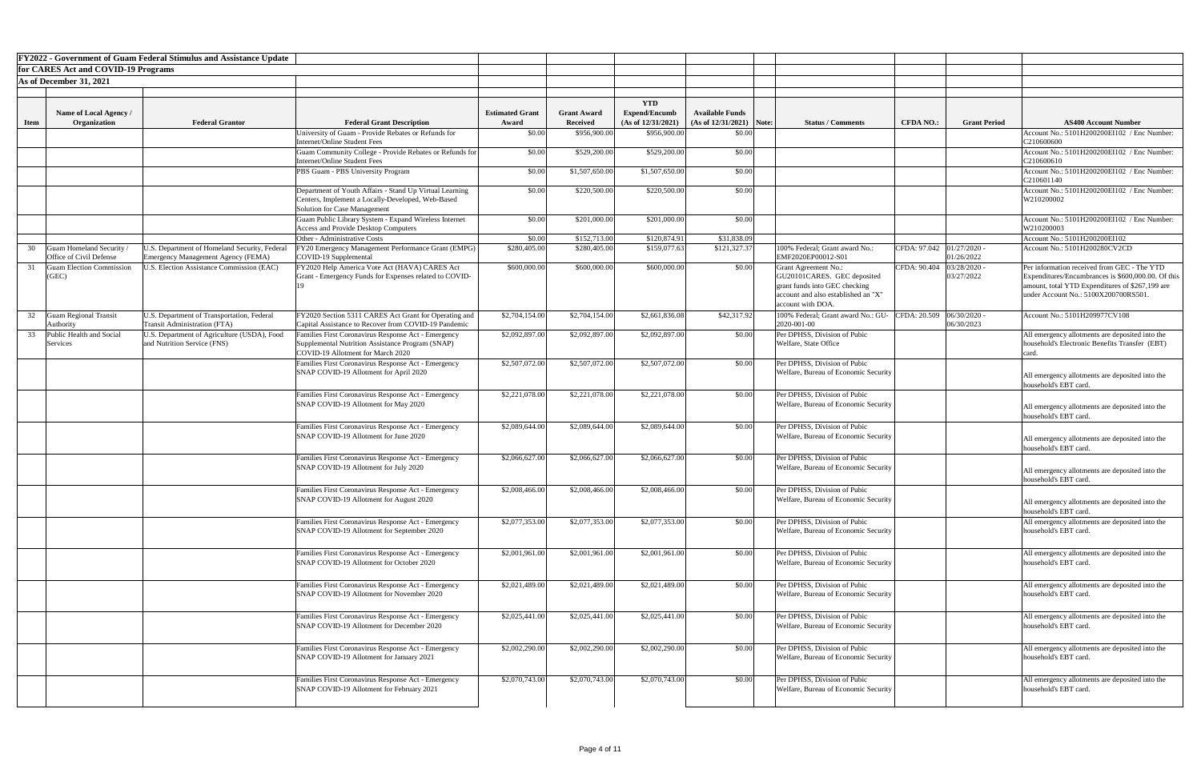**FY2022 - Government of Guam Federal Stimulus and Assistance Update**

**for CARES Act and COVID-19 Programs**

**As of December 31, 2021**

| Item | Name of Local Agency / Organization | Federal Grantor | Federal Grant Description | Estimated Grant Award | Grant Award Received | YTD Expend/Encumb (As of 12/31/2021) | Available Funds (As of 12/31/2021) | Note: | Status / Comments | CFDA NO.: | Grant Period | AS400 Account Number |
|---|---|---|---|---|---|---|---|---|---|---|---|---|
| | | | University of Guam - Provide Rebates or Refunds for Internet/Online Student Fees | $0.00 | $956,900.00 | $956,900.00 | $0.00 | | | | | Account No.: 5101H200200EI102 / Enc Number: C210600600 |
| | | | Guam Community College - Provide Rebates or Refunds for Internet/Online Student Fees | $0.00 | $529,200.00 | $529,200.00 | $0.00 | | | | | Account No.: 5101H200200EI102 / Enc Number: C210600610 |
| | | | PBS Guam - PBS University Program | $0.00 | $1,507,650.00 | $1,507,650.00 | $0.00 | | | | | Account No.: 5101H200200EI102 / Enc Number: C210601140 |
| | | | Department of Youth Affairs - Stand Up Virtual Learning Centers, Implement a Locally-Developed, Web-Based Solution for Case Management | $0.00 | $220,500.00 | $220,500.00 | $0.00 | | | | | Account No.: 5101H200200EI102 / Enc Number: W210200002 |
| | | | Guam Public Library System - Expand Wireless Internet Access and Provide Desktop Computers | $0.00 | $201,000.00 | $201,000.00 | $0.00 | | | | | Account No.: 5101H200200EI102 / Enc Number: W210200003 |
| | | | Other - Administrative Costs | $0.00 | $152,713.00 | $120,874.91 | $31,838.09 | | | | | Account No.: 5101H200200EI102 |
| 30 | Guam Homeland Security / Office of Civil Defense | U.S. Department of Homeland Security, Federal Emergency Management Agency (FEMA) | FY20 Emergency Management Performance Grant (EMPG) COVID-19 Supplemental | $280,405.00 | $280,405.00 | $159,077.63 | $121,327.37 | | 100% Federal; Grant award No.: EMF2020EP00012-S01 | CFDA: 97.042 | 01/27/2020 - 01/26/2022 | Account No.: 5101H200280CV2CD |
| 31 | Guam Election Commission (GEC) | U.S. Election Assistance Commission (EAC) | FY2020 Help America Vote Act (HAVA) CARES Act Grant - Emergency Funds for Expenses related to COVID-19 | $600,000.00 | $600,000.00 | $600,000.00 | $0.00 | | Grant Agreement No.: GU20101CARES. GEC deposited grant funds into GEC checking account and also established an "X" account with DOA. | CFDA: 90.404 | 03/28/2020 - 03/27/2022 | Per information received from GEC - The YTD Expenditures/Encumbrances is $600,000.00. Of this amount, total YTD Expenditures of $267,199 are under Account No.: 5100X200700RS501. |
| 32 | Guam Regional Transit Authority | U.S. Department of Transportation, Federal Transit Administration (FTA) | FY2020 Section 5311 CARES Act Grant for Operating and Capital Assistance to Recover from COVID-19 Pandemic | $2,704,154.00 | $2,704,154.00 | $2,661,836.08 | $42,317.92 | | 100% Federal; Grant award No.: GU-2020-001-00 | CFDA: 20.509 | 06/30/2020 - 06/30/2023 | Account No.: 5101H209977CV108 |
| 33 | Public Health and Social Services | U.S. Department of Agriculture (USDA), Food and Nutrition Service (FNS) | Families First Coronavirus Response Act - Emergency Supplemental Nutrition Assistance Program (SNAP) COVID-19 Allotment for March 2020 | $2,092,897.00 | $2,092,897.00 | $2,092,897.00 | $0.00 | | Per DPHSS, Division of Pubic Welfare, State Office | | | All emergency allotments are deposited into the household's Electronic Benefits Transfer (EBT) card. |
| | | | Families First Coronavirus Response Act - Emergency SNAP COVID-19 Allotment for April 2020 | $2,507,072.00 | $2,507,072.00 | $2,507,072.00 | $0.00 | | Per DPHSS, Division of Pubic Welfare, Bureau of Economic Security | | | All emergency allotments are deposited into the household's EBT card. |
| | | | Families First Coronavirus Response Act - Emergency SNAP COVID-19 Allotment for May 2020 | $2,221,078.00 | $2,221,078.00 | $2,221,078.00 | $0.00 | | Per DPHSS, Division of Pubic Welfare, Bureau of Economic Security | | | All emergency allotments are deposited into the household's EBT card. |
| | | | Families First Coronavirus Response Act - Emergency SNAP COVID-19 Allotment for June 2020 | $2,089,644.00 | $2,089,644.00 | $2,089,644.00 | $0.00 | | Per DPHSS, Division of Pubic Welfare, Bureau of Economic Security | | | All emergency allotments are deposited into the household's EBT card. |
| | | | Families First Coronavirus Response Act - Emergency SNAP COVID-19 Allotment for July 2020 | $2,066,627.00 | $2,066,627.00 | $2,066,627.00 | $0.00 | | Per DPHSS, Division of Pubic Welfare, Bureau of Economic Security | | | All emergency allotments are deposited into the household's EBT card. |
| | | | Families First Coronavirus Response Act - Emergency SNAP COVID-19 Allotment for August 2020 | $2,008,466.00 | $2,008,466.00 | $2,008,466.00 | $0.00 | | Per DPHSS, Division of Pubic Welfare, Bureau of Economic Security | | | All emergency allotments are deposited into the household's EBT card. |
| | | | Families First Coronavirus Response Act - Emergency SNAP COVID-19 Allotment for September 2020 | $2,077,353.00 | $2,077,353.00 | $2,077,353.00 | $0.00 | | Per DPHSS, Division of Pubic Welfare, Bureau of Economic Security | | | All emergency allotments are deposited into the household's EBT card. |
| | | | Families First Coronavirus Response Act - Emergency SNAP COVID-19 Allotment for October 2020 | $2,001,961.00 | $2,001,961.00 | $2,001,961.00 | $0.00 | | Per DPHSS, Division of Pubic Welfare, Bureau of Economic Security | | | All emergency allotments are deposited into the household's EBT card. |
| | | | Families First Coronavirus Response Act - Emergency SNAP COVID-19 Allotment for November 2020 | $2,021,489.00 | $2,021,489.00 | $2,021,489.00 | $0.00 | | Per DPHSS, Division of Pubic Welfare, Bureau of Economic Security | | | All emergency allotments are deposited into the household's EBT card. |
| | | | Families First Coronavirus Response Act - Emergency SNAP COVID-19 Allotment for December 2020 | $2,025,441.00 | $2,025,441.00 | $2,025,441.00 | $0.00 | | Per DPHSS, Division of Pubic Welfare, Bureau of Economic Security | | | All emergency allotments are deposited into the household's EBT card. |
| | | | Families First Coronavirus Response Act - Emergency SNAP COVID-19 Allotment for January 2021 | $2,002,290.00 | $2,002,290.00 | $2,002,290.00 | $0.00 | | Per DPHSS, Division of Pubic Welfare, Bureau of Economic Security | | | All emergency allotments are deposited into the household's EBT card. |
| | | | Families First Coronavirus Response Act - Emergency SNAP COVID-19 Allotment for February 2021 | $2,070,743.00 | $2,070,743.00 | $2,070,743.00 | $0.00 | | Per DPHSS, Division of Pubic Welfare, Bureau of Economic Security | | | All emergency allotments are deposited into the household's EBT card. |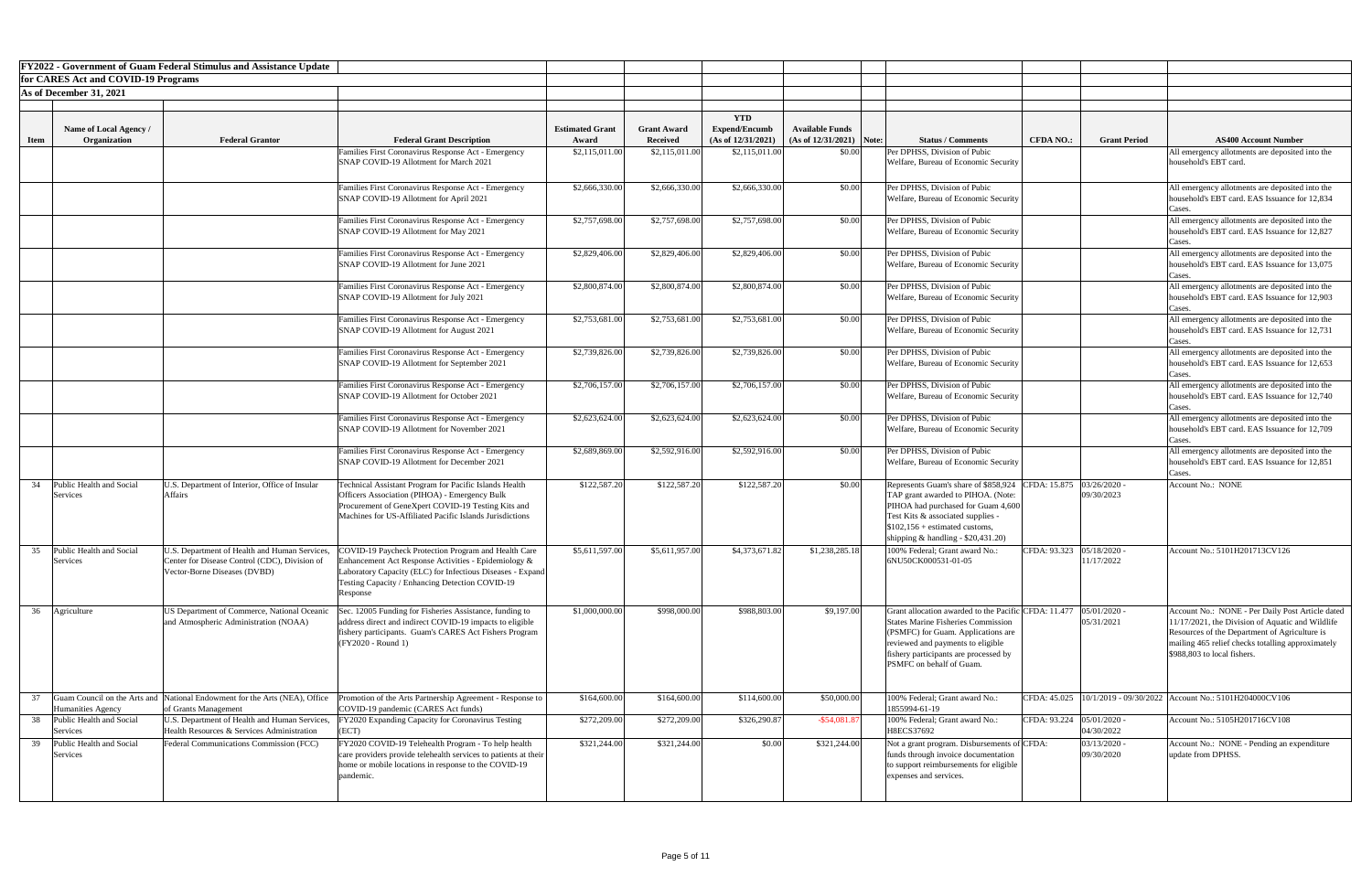**FY2022 - Government of Guam Federal Stimulus and Assistance Update**

**for CARES Act and COVID-19 Programs**

**As of December 31, 2021**

| Item | Name of Local Agency / Organization | Federal Grantor | Federal Grant Description | Estimated Grant Award | Grant Award Received | YTD Expend/Encumb (As of 12/31/2021) | Available Funds (As of 12/31/2021) | Note: | Status / Comments | CFDA NO.: | Grant Period | AS400 Account Number |
|---|---|---|---|---|---|---|---|---|---|---|---|---|
| | | | Families First Coronavirus Response Act - Emergency SNAP COVID-19 Allotment for March 2021 | $2,115,011.00 | $2,115,011.00 | $2,115,011.00 | $0.00 | | Per DPHSS, Division of Pubic Welfare, Bureau of Economic Security | | | All emergency allotments are deposited into the household's EBT card. |
| | | | Families First Coronavirus Response Act - Emergency SNAP COVID-19 Allotment for April 2021 | $2,666,330.00 | $2,666,330.00 | $2,666,330.00 | $0.00 | | Per DPHSS, Division of Pubic Welfare, Bureau of Economic Security | | | All emergency allotments are deposited into the household's EBT card. EAS Issuance for 12,834 Cases. |
| | | | Families First Coronavirus Response Act - Emergency SNAP COVID-19 Allotment for May 2021 | $2,757,698.00 | $2,757,698.00 | $2,757,698.00 | $0.00 | | Per DPHSS, Division of Pubic Welfare, Bureau of Economic Security | | | All emergency allotments are deposited into the household's EBT card. EAS Issuance for 12,827 Cases. |
| | | | Families First Coronavirus Response Act - Emergency SNAP COVID-19 Allotment for June 2021 | $2,829,406.00 | $2,829,406.00 | $2,829,406.00 | $0.00 | | Per DPHSS, Division of Pubic Welfare, Bureau of Economic Security | | | All emergency allotments are deposited into the household's EBT card. EAS Issuance for 13,075 Cases. |
| | | | Families First Coronavirus Response Act - Emergency SNAP COVID-19 Allotment for July 2021 | $2,800,874.00 | $2,800,874.00 | $2,800,874.00 | $0.00 | | Per DPHSS, Division of Pubic Welfare, Bureau of Economic Security | | | All emergency allotments are deposited into the household's EBT card. EAS Issuance for 12,903 Cases. |
| | | | Families First Coronavirus Response Act - Emergency SNAP COVID-19 Allotment for August 2021 | $2,753,681.00 | $2,753,681.00 | $2,753,681.00 | $0.00 | | Per DPHSS, Division of Pubic Welfare, Bureau of Economic Security | | | All emergency allotments are deposited into the household's EBT card. EAS Issuance for 12,731 Cases. |
| | | | Families First Coronavirus Response Act - Emergency SNAP COVID-19 Allotment for September 2021 | $2,739,826.00 | $2,739,826.00 | $2,739,826.00 | $0.00 | | Per DPHSS, Division of Pubic Welfare, Bureau of Economic Security | | | All emergency allotments are deposited into the household's EBT card. EAS Issuance for 12,653 Cases. |
| | | | Families First Coronavirus Response Act - Emergency SNAP COVID-19 Allotment for October 2021 | $2,706,157.00 | $2,706,157.00 | $2,706,157.00 | $0.00 | | Per DPHSS, Division of Pubic Welfare, Bureau of Economic Security | | | All emergency allotments are deposited into the household's EBT card. EAS Issuance for 12,740 Cases. |
| | | | Families First Coronavirus Response Act - Emergency SNAP COVID-19 Allotment for November 2021 | $2,623,624.00 | $2,623,624.00 | $2,623,624.00 | $0.00 | | Per DPHSS, Division of Pubic Welfare, Bureau of Economic Security | | | All emergency allotments are deposited into the household's EBT card. EAS Issuance for 12,709 Cases. |
| | | | Families First Coronavirus Response Act - Emergency SNAP COVID-19 Allotment for December 2021 | $2,689,869.00 | $2,592,916.00 | $2,592,916.00 | $0.00 | | Per DPHSS, Division of Pubic Welfare, Bureau of Economic Security | | | All emergency allotments are deposited into the household's EBT card. EAS Issuance for 12,851 Cases. |
| 34 | Public Health and Social Services | U.S. Department of Interior, Office of Insular Affairs | Technical Assistant Program for Pacific Islands Health Officers Association (PIHOA) - Emergency Bulk Procurement of GeneXpert COVID-19 Testing Kits and Machines for US-Affiliated Pacific Islands Jurisdictions | $122,587.20 | $122,587.20 | $122,587.20 | $0.00 | | Represents Guam's share of $858,924 TAP grant awarded to PIHOA. (Note: PIHOA had purchased for Guam 4,600 Test Kits & associated supplies - $102,156 + estimated customs, shipping & handling - $20,431.20) | CFDA: 15.875 | 03/26/2020 - 09/30/2023 | Account No.: NONE |
| 35 | Public Health and Social Services | U.S. Department of Health and Human Services, Center for Disease Control (CDC), Division of Vector-Borne Diseases (DVBD) | COVID-19 Paycheck Protection Program and Health Care Enhancement Act Response Activities - Epidemiology & Laboratory Capacity (ELC) for Infectious Diseases - Expand Testing Capacity / Enhancing Detection COVID-19 Response | $5,611,597.00 | $5,611,957.00 | $4,373,671.82 | $1,238,285.18 | | 100% Federal; Grant award No.: 6NU50CK000531-01-05 | CFDA: 93.323 | 05/18/2020 - 11/17/2022 | Account No.: 5101H201713CV126 |
| 36 | Agriculture | US Department of Commerce, National Oceanic and Atmospheric Administration (NOAA) | Sec. 12005 Funding for Fisheries Assistance, funding to address direct and indirect COVID-19 impacts to eligible fishery participants. Guam's CARES Act Fishers Program (FY2020 - Round 1) | $1,000,000.00 | $998,000.00 | $988,803.00 | $9,197.00 | | Grant allocation awarded to the Pacific States Marine Fisheries Commission (PSMFC) for Guam. Applications are reviewed and payments to eligible fishery participants are processed by PSMFC on behalf of Guam. | CFDA: 11.477 | 05/01/2020 - 05/31/2021 | Account No.: NONE - Per Daily Post Article dated 11/17/2021, the Division of Aquatic and Wildlife Resources of the Department of Agriculture is mailing 465 relief checks totalling approximately $988,803 to local fishers. |
| 37 | Guam Council on the Arts and Humanities Agency | National Endowment for the Arts (NEA), Office of Grants Management | Promotion of the Arts Partnership Agreement - Response to COVID-19 pandemic (CARES Act funds) | $164,600.00 | $164,600.00 | $114,600.00 | $50,000.00 | | 100% Federal; Grant award No.: 1855994-61-19 | CFDA: 45.025 | 10/1/2019 - 09/30/2022 | Account No.: 5101H204000CV106 |
| 38 | Public Health and Social Services | U.S. Department of Health and Human Services, Health Resources & Services Administration | FY2020 Expanding Capacity for Coronavirus Testing (ECT) | $272,209.00 | $272,209.00 | $326,290.87 | -$54,081.87 | | 100% Federal; Grant award No.: H8ECS37692 | CFDA: 93.224 | 05/01/2020 - 04/30/2022 | Account No.: 5105H201716CV108 |
| 39 | Public Health and Social Services | Federal Communications Commission (FCC) | FY2020 COVID-19 Telehealth Program - To help health care providers provide telehealth services to patients at their home or mobile locations in response to the COVID-19 pandemic. | $321,244.00 | $321,244.00 | $0.00 | $321,244.00 | | Not a grant program. Disbursements of funds through invoice documentation to support reimbursements for eligible expenses and services. | CFDA: | 03/13/2020 - 09/30/2020 | Account No.: NONE - Pending an expenditure update from DPHSS. |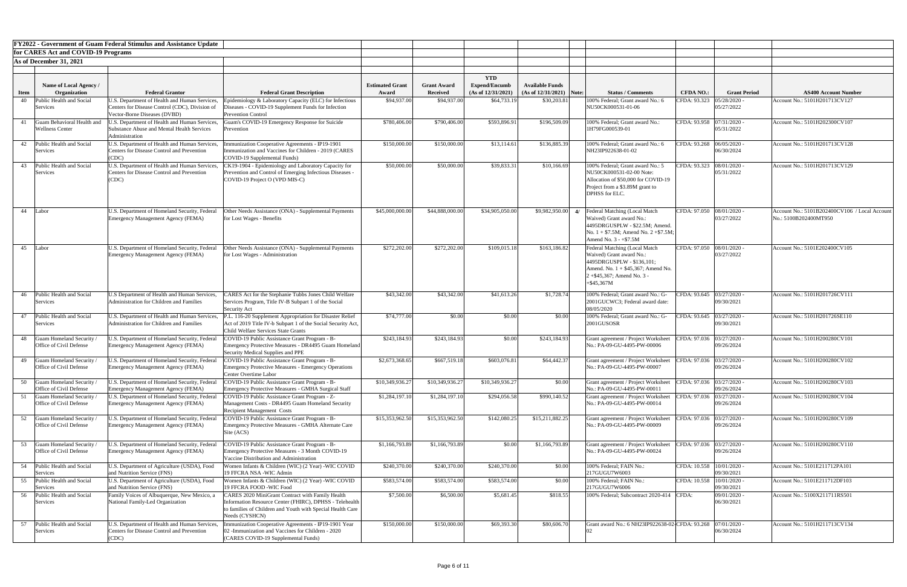**FY2022 - Government of Guam Federal Stimulus and Assistance Update**

**for CARES Act and COVID-19 Programs**

**As of December 31, 2021**

| Item | Name of Local Agency / Organization | Federal Grantor | Federal Grant Description | Estimated Grant Award | Grant Award Received | YTD Expend/Encumb (As of 12/31/2021) | Available Funds (As of 12/31/2021) | Note: | Status / Comments | CFDA NO.: | Grant Period | AS400 Account Number |
|---|---|---|---|---|---|---|---|---|---|---|---|---|
| 40 | Public Health and Social Services | U.S. Department of Health and Human Services, Centers for Disease Control (CDC), Division of Vector-Borne Diseases (DVBD) | Epidemiology & Laboratory Capacity (ELC) for Infectious Diseases - COVID-19 Supplement Funds for Infection Prevention Control | $94,937.00 | $94,937.00 | $64,733.19 | $30,203.81 | | 100% Federal; Grant award No.: 6 NU50CK000531-01-06 | CFDA: 93.323 | 05/28/2020 - 05/27/2022 | Account No.: 5101H201713CV127 |
| 41 | Guam Behavioral Health and Wellness Center | U.S. Department of Health and Human Services, Substance Abuse and Mental Health Services Administration | Guam's COVID-19 Emergency Response for Suicide Prevention | $780,406.00 | $790,406.00 | $593,896.91 | $196,509.09 | | 100% Federal; Grant award No.: 1H79FG000539-01 | CFDA: 93.958 | 07/31/2020 - 05/31/2022 | Account No.: 5101H202300CV107 |
| 42 | Public Health and Social Services | U.S. Department of Health and Human Services, Centers for Disease Control and Prevention (CDC) | Immunization Cooperative Agreements - IP19-1901 Immunization and Vaccines for Children - 2019 (CARES COVID-19 Supplemental Funds) | $150,000.00 | $150,000.00 | $13,114.61 | $136,885.39 | | 100% Federal; Grant award No.: 6 NH23IP922638-01-02 | CFDA: 93.268 | 06/05/2020 - 06/30/2024 | Account No.: 5101H201713CV128 |
| 43 | Public Health and Social Services | U.S. Department of Health and Human Services, Centers for Disease Control and Prevention (CDC) | CK19-1904 - Epidemiology and Laboratory Capacity for Prevention and Control of Emerging Infectious Diseases - COVID-19 Project O (VPD MIS-C) | $50,000.00 | $50,000.00 | $39,833.31 | $10,166.69 | | 100% Federal; Grant award No.: 5 NU50CK000531-02-00 Note: Allocation of $50,000 for COVID-19 Project from a $3.89M grant to DPHSS for ELC. | CFDA: 93.323 | 08/01/2020 - 05/31/2022 | Account No.: 5101H201713CV129 |
| 44 | Labor | U.S. Department of Homeland Security, Federal Emergency Management Agency (FEMA) | Other Needs Assistance (ONA) - Supplemental Payments for Lost Wages - Benefits | $45,000,000.00 | $44,888,000.00 | $34,905,050.00 | $9,982,950.00 | 4/ | Federal Matching (Local Match Waived) Grant award No.: 4495DRGUSPLW - $22.5M; Amend. No. 1 + $7.5M; Amend No. 2 +$7.5M; Amend No. 3 - +$7.5M | CFDA: 97.050 | 08/01/2020 - 03/27/2022 | Account No.: 5101B202400CV106 / Local Account No.: 5100B202400MT950 |
| 45 | Labor | U.S. Department of Homeland Security, Federal Emergency Management Agency (FEMA) | Other Needs Assistance (ONA) - Supplemental Payments for Lost Wages - Administration | $272,202.00 | $272,202.00 | $109,015.18 | $163,186.82 | | Federal Matching (Local Match Waived) Grant award No.: 4495DRGUSPLW - $136,101; Amend. No. 1 + $45,367; Amend No. 2 +$45,367; Amend No. 3 - +$45,367M | CFDA: 97.050 | 08/01/2020 - 03/27/2022 | Account No.: 5101E202400CV105 |
| 46 | Public Health and Social Services | U.S Department of Health and Human Services, Administration for Children and Families | CARES Act for the Stephanie Tubbs Jones Child Welfare Services Program, Title IV-B Subpart 1 of the Social Security Act | $43,342.00 | $43,342.00 | $41,613.26 | $1,728.74 | | 100% Federal; Grant award No.: G-2001GUCWC3; Federal award date: 08/05/2020 | CFDA: 93.645 | 03/27/2020 - 09/30/2021 | Account No.: 5101H201726CV111 |
| 47 | Public Health and Social Services | U.S. Department of Health and Human Services, Administration for Children and Families | P.L. 116-20 Supplement Appropriation for Disaster Relief Act of 2019 Title IV-b Subpart 1 of the Social Security Act, Child Welfare Services State Grants | $74,777.00 | $0.00 | $0.00 | $0.00 | | 100% Federal; Grant award No.: G-2001GUSOSR | CFDA: 93.645 | 03/27/2020 - 09/30/2021 | Account No.: 5101H201726SE110 |
| 48 | Guam Homeland Security / Office of Civil Defense | U.S. Department of Homeland Security, Federal Emergency Management Agency (FEMA) | COVID-19 Public Assistance Grant Program - B-Emergency Protective Measures - DR4495 Guam Homeland Security Medical Supplies and PPE | $243,184.93 | $243,184.93 | $0.00 | $243,184.93 | | Grant agreement / Project Worksheet No.: PA-09-GU-4495-PW-00006 | CFDA: 97.036 | 03/27/2020 - 09/26/2024 | Account No.: 5101H200280CV101 |
| 49 | Guam Homeland Security / Office of Civil Defense | U.S. Department of Homeland Security, Federal Emergency Management Agency (FEMA) | COVID-19 Public Assistance Grant Program - B-Emergency Protective Measures - Emergency Operations Center Overtime Labor | $2,673,368.65 | $667,519.18 | $603,076.81 | $64,442.37 | | Grant agreement / Project Worksheet No.: PA-09-GU-4495-PW-00007 | CFDA: 97.036 | 03/27/2020 - 09/26/2024 | Account No.: 5101H200280CV102 |
| 50 | Guam Homeland Security / Office of Civil Defense | U.S. Department of Homeland Security, Federal Emergency Management Agency (FEMA) | COVID-19 Public Assistance Grant Program - B-Emergency Protective Measures - GMHA Surgical Staff | $10,349,936.27 | $10,349,936.27 | $10,349,936.27 | $0.00 | | Grant agreement / Project Worksheet No.: PA-09-GU-4495-PW-00011 | CFDA: 97.036 | 03/27/2020 - 09/26/2024 | Account No.: 5101H200280CV103 |
| 51 | Guam Homeland Security / Office of Civil Defense | U.S. Department of Homeland Security, Federal Emergency Management Agency (FEMA) | COVID-19 Public Assistance Grant Program - Z-Management Costs - DR4495 Guam Homeland Security Recipient Management Costs | $1,284,197.10 | $1,284,197.10 | $294,056.58 | $990,140.52 | | Grant agreement / Project Worksheet No.: PA-09-GU-4495-PW-00014 | CFDA: 97.036 | 03/27/2020 - 09/26/2024 | Account No.: 5101H200280CV104 |
| 52 | Guam Homeland Security / Office of Civil Defense | U.S. Department of Homeland Security, Federal Emergency Management Agency (FEMA) | COVID-19 Public Assistance Grant Program - B-Emergency Protective Measures - GMHA Alternate Care Site (ACS) | $15,353,962.50 | $15,353,962.50 | $142,080.25 | $15,211,882.25 | | Grant agreement / Project Worksheet No.: PA-09-GU-4495-PW-00009 | CFDA: 97.036 | 03/27/2020 - 09/26/2024 | Account No.: 5101H200280CV109 |
| 53 | Guam Homeland Security / Office of Civil Defense | U.S. Department of Homeland Security, Federal Emergency Management Agency (FEMA) | COVID-19 Public Assistance Grant Program - B-Emergency Protective Measures - 3 Month COVID-19 Vaccine Distribution and Administration | $1,166,793.89 | $1,166,793.89 | $0.00 | $1,166,793.89 | | Grant agreement / Project Worksheet No.: PA-09-GU-4495-PW-00024 | CFDA: 97.036 | 03/27/2020 - 09/26/2024 | Account No.: 5101H200280CV110 |
| 54 | Public Health and Social Services | U.S. Department of Agriculture (USDA), Food and Nutrition Service (FNS) | Women Infants & Children (WIC) (2 Year) -WIC COVID 19 FFCRA NSA -WIC Admin | $240,370.00 | $240,370.00 | $240,370.00 | $0.00 | | 100% Federal; FAIN No.: 217GUGU7W6003 | CFDA: 10.558 | 10/01/2020 - 09/30/2021 | Account No.: 5101E211712PA101 |
| 55 | Public Health and Social Services | U.S. Department of Agriculture (USDA), Food and Nutrition Service (FNS) | Women Infants & Children (WIC) (2 Year) -WIC COVID 19 FFCRA FOOD -WIC Food | $583,574.00 | $583,574.00 | $583,574.00 | $0.00 | | 100% Federal; FAIN No.: 217GUGU7W6006 | CFDA: 10.558 | 10/01/2020 - 09/30/2021 | Account No.: 5101E211712DF103 |
| 56 | Public Health and Social Services | Family Voices of Albuquerque, New Mexico, a National Family-Led Organization | CARES 2020 MiniGrant Contract with Family Health Information Resource Center (FHIRC), DPHSS - Telehealth to families of Children and Youth with Special Health Care Needs (CYSHCN) | $7,500.00 | $6,500.00 | $5,681.45 | $818.55 | | 100% Federal; Subcontract 2020-414 | CFDA: | 09/01/2020 - 06/30/2021 | Account No.: 5100X211711RS501 |
| 57 | Public Health and Social Services | U.S. Department of Health and Human Services, Centers for Disease Control and Prevention (CDC) | Immunization Cooperative Agreements - IP19-1901 Year 02 -Immunization and Vaccines for Children - 2020 (CARES COVID-19 Supplemental Funds) | $150,000.00 | $150,000.00 | $69,393.30 | $80,606.70 | | Grant award No.: 6 NH23IP922638-02-02 | CFDA: 93.268 | 07/01/2020 - 06/30/2024 | Account No.: 5101H211713CV134 |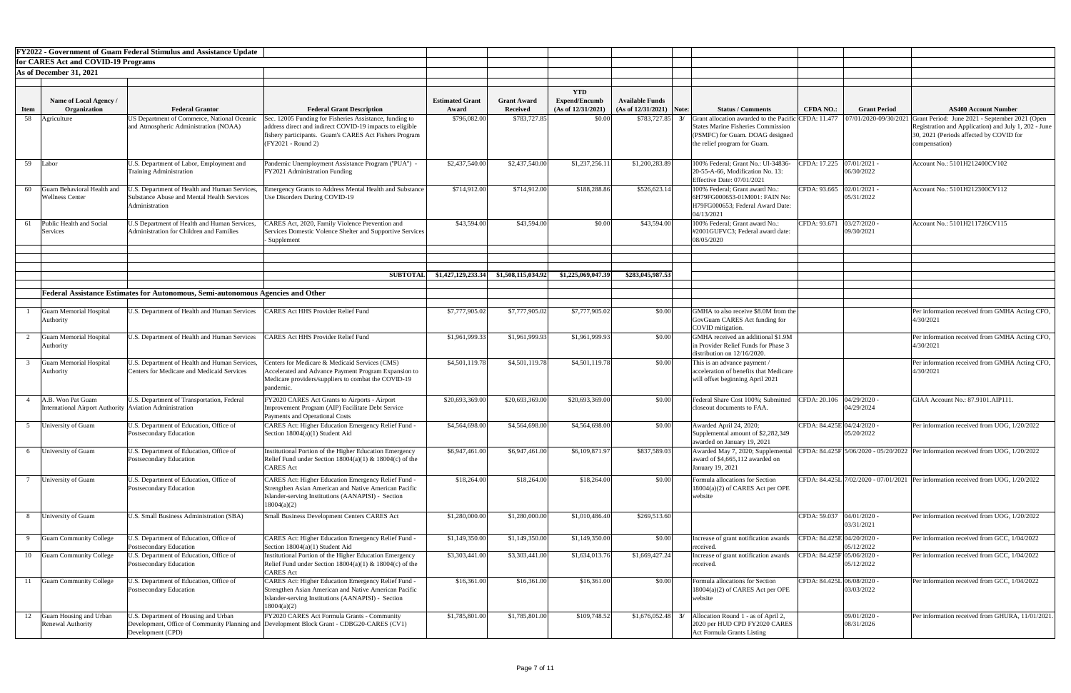**FY2022 - Government of Guam Federal Stimulus and Assistance Update for CARES Act and COVID-19 Programs**

**As of December 31, 2021**

| Item | Name of Local Agency / Organization | Federal Grantor | Federal Grant Description | Estimated Grant Award | Grant Award Received | YTD Expend/Encumb (As of 12/31/2021) | Available Funds (As of 12/31/2021) | Note: | Status / Comments | CFDA NO.: | Grant Period | AS400 Account Number |
|---|---|---|---|---|---|---|---|---|---|---|---|---|
| 58 | Agriculture | US Department of Commerce, National Oceanic and Atmospheric Administration (NOAA) | Sec. 12005 Funding for Fisheries Assistance, funding to address direct and indirect COVID-19 impacts to eligible fishery participants. Guam's CARES Act Fishers Program (FY2021 - Round 2) | $796,082.00 | $783,727.85 | $0.00 | $783,727.85 | 3/ | Grant allocation awarded to the Pacific States Marine Fisheries Commission (PSMFC) for Guam. DOAG designed the relief program for Guam. | CFDA: 11.477 | 07/01/2020-09/30/2021 | Grant Period: June 2021 - September 2021 (Open Registration and Application) and July 1, 202 - June 30, 2021 (Periods affected by COVID for compensation) |
| 59 | Labor | U.S. Department of Labor, Employment and Training Administration | Pandemic Unemployment Assistance Program ("PUA") - FY2021 Administration Funding | $2,437,540.00 | $2,437,540.00 | $1,237,256.11 | $1,200,283.89 | | 100% Federal; Grant No.: UI-34836-20-55-A-66, Modification No. 13: Effective Date: 07/01/2021 | CFDA: 17.225 | 07/01/2021 - 06/30/2022 | Account No.: 5101H212400CV102 |
| 60 | Guam Behavioral Health and Wellness Center | U.S. Department of Health and Human Services, Substance Abuse and Mental Health Services Administration | Emergency Grants to Address Mental Health and Substance Use Disorders During COVID-19 | $714,912.00 | $714,912.00 | $188,288.86 | $526,623.14 | | 100% Federal; Grant award No.: 6H79FG000653-01M001: FAIN No: H79FG000653; Federal Award Date: 04/13/2021 | CFDA: 93.665 | 02/01/2021 - 05/31/2022 | Account No.: 5101H212300CV112 |
| 61 | Public Health and Social Services | U.S Department of Health and Human Services, Administration for Children and Families | CARES Act, 2020, Family Violence Prevention and Services Domestic Volence Shelter and Supportive Services - Supplement | $43,594.00 | $43,594.00 | $0.00 | $43,594.00 | | 100% Federal; Grant award No.: #2001GUFVC3; Federal award date: 08/05/2020 | CFDA: 93.671 | 03/27/2020 - 09/30/2021 | Account No.: 5101H211726CV115 |
| | | | **SUBTOTAL** | **$1,427,129,233.34** | **$1,508,115,034.92** | **$1,225,069,047.39** | **$283,045,987.53** | | | | | |
| | **Federal Assistance Estimates for Autonomous, Semi-autonomous Agencies and Other** | | | | | | | | | | | |
| 1 | Guam Memorial Hospital Authority | U.S. Department of Health and Human Services | CARES Act HHS Provider Relief Fund | $7,777,905.02 | $7,777,905.02 | $7,777,905.02 | $0.00 | | GMHA to also receive $8.0M from the GovGuam CARES Act funding for COVID mitigation. | | | Per information received from GMHA Acting CFO, 4/30/2021 |
| 2 | Guam Memorial Hospital Authority | U.S. Department of Health and Human Services | CARES Act HHS Provider Relief Fund | $1,961,999.33 | $1,961,999.93 | $1,961,999.93 | $0.00 | | GMHA received an additional $1.9M in Provider Relief Funds for Phase 3 distribution on 12/16/2020. | | | Per information received from GMHA Acting CFO, 4/30/2021 |
| 3 | Guam Memorial Hospital Authority | U.S. Department of Health and Human Services, Centers for Medicare and Medicaid Services | Centers for Medicare & Medicaid Services (CMS) Accelerated and Advance Payment Program Expansion to Medicare providers/suppliers to combat the COVID-19 pandemic. | $4,501,119.78 | $4,501,119.78 | $4,501,119.78 | $0.00 | | This is an advance payment / acceleration of benefits that Medicare will offset beginning April 2021 | | | Per information received from GMHA Acting CFO, 4/30/2021 |
| 4 | A.B. Won Pat Guam International Airport Authority | U.S. Department of Transportation, Federal Aviation Administration | FY2020 CARES Act Grants to Airports - Airport Improvement Program (AIP) Facilitate Debt Service Payments and Operational Costs | $20,693,369.00 | $20,693,369.00 | $20,693,369.00 | $0.00 | | Federal Share Cost 100%; Submitted closeout documents to FAA. | CFDA: 20.106 | 04/29/2020 - 04/29/2024 | GIAA Account No.: 87.9101.AIP111. |
| 5 | University of Guam | U.S. Department of Education, Office of Postsecondary Education | CARES Act: Higher Education Emergency Relief Fund - Section 18004(a)(1) Student Aid | $4,564,698.00 | $4,564,698.00 | $4,564,698.00 | $0.00 | | Awarded April 24, 2020; Supplemental amount of $2,282,349 awarded on January 19, 2021 | CFDA: 84.425E | 04/24/2020 - 05/20/2022 | Per information received from UOG, 1/20/2022 |
| 6 | University of Guam | U.S. Department of Education, Office of Postsecondary Education | Institutional Portion of the Higher Education Emergency Relief Fund under Section 18004(a)(1) & 18004(c) of the CARES Act | $6,947,461.00 | $6,947,461.00 | $6,109,871.97 | $837,589.03 | | Awarded May 7, 2020; Supplemental award of $4,665,112 awarded on January 19, 2021 | CFDA: 84.425F | 5/06/2020 - 05/20/2022 | Per information received from UOG, 1/20/2022 |
| 7 | University of Guam | U.S. Department of Education, Office of Postsecondary Education | CARES Act: Higher Education Emergency Relief Fund - Strengthen Asian American and Native American Pacific Islander-serving Institutions (AANAPISI) - Section 18004(a)(2) | $18,264.00 | $18,264.00 | $18,264.00 | $0.00 | | Formula allocations for Section 18004(a)(2) of CARES Act per OPE website | CFDA: 84.425L | 7/02/2020 - 07/01/2021 | Per information received from UOG, 1/20/2022 |
| 8 | University of Guam | U.S. Small Business Administration (SBA) | Small Business Development Centers CARES Act | $1,280,000.00 | $1,280,000.00 | $1,010,486.40 | $269,513.60 | | | CFDA: 59.037 | 04/01/2020 - 03/31/2021 | Per information received from UOG, 1/20/2022 |
| 9 | Guam Community College | U.S. Department of Education, Office of Postsecondary Education | CARES Act: Higher Education Emergency Relief Fund - Section 18004(a)(1) Student Aid | $1,149,350.00 | $1,149,350.00 | $1,149,350.00 | $0.00 | | Increase of grant notification awards received. | CFDA: 84.425E | 04/20/2020 - 05/12/2022 | Per information received from GCC, 1/04/2022 |
| 10 | Guam Community College | U.S. Department of Education, Office of Postsecondary Education | Institutional Portion of the Higher Education Emergency Relief Fund under Section 18004(a)(1) & 18004(c) of the CARES Act | $3,303,441.00 | $3,303,441.00 | $1,634,013.76 | $1,669,427.24 | | Increase of grant notification awards received. | CFDA: 84.425F | 05/06/2020 - 05/12/2022 | Per information received from GCC, 1/04/2022 |
| 11 | Guam Community College | U.S. Department of Education, Office of Postsecondary Education | CARES Act: Higher Education Emergency Relief Fund - Strengthen Asian American and Native American Pacific Islander-serving Institutions (AANAPISI) - Section 18004(a)(2) | $16,361.00 | $16,361.00 | $16,361.00 | $0.00 | | Formula allocations for Section 18004(a)(2) of CARES Act per OPE website | CFDA: 84.425L | 06/08/2020 - 03/03/2022 | Per information received from GCC, 1/04/2022 |
| 12 | Guam Housing and Urban Renewal Authority | U.S. Department of Housing and Urban Development, Office of Community Planning and Development (CPD) | FY2020 CARES Act Formula Grants - Community Development Block Grant - CDBG20-CARES (CV1) | $1,785,801.00 | $1,785,801.00 | $109,748.52 | $1,676,052.48 | 3/ | Allocation Round 1 - as of April 2, 2020 per HUD CPD FY2020 CARES Act Formula Grants Listing | | 09/01/2020 - 08/31/2026 | Per information received from GHURA, 11/01/2021. |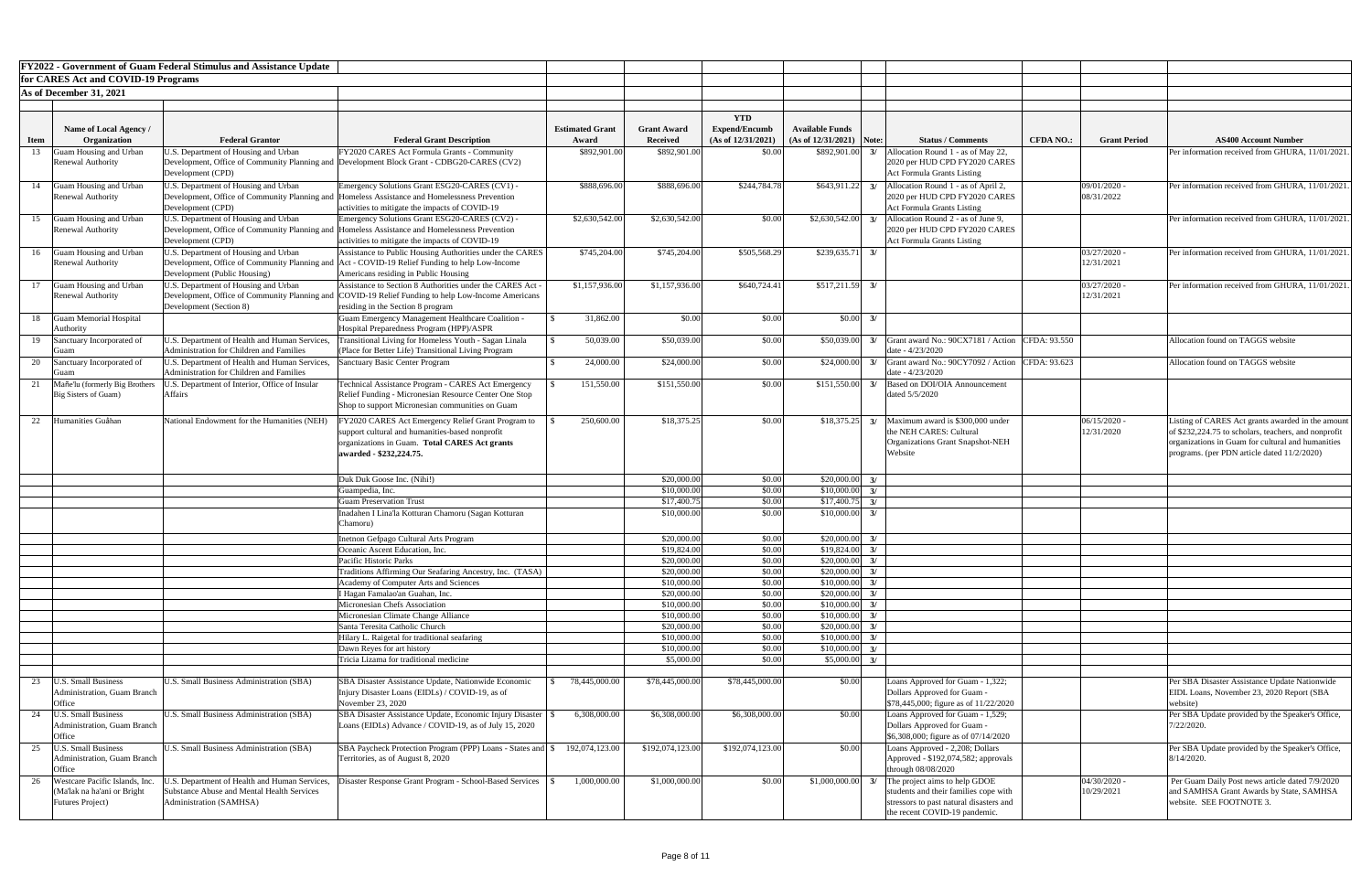**FY2022 - Government of Guam Federal Stimulus and Assistance Update**

**for CARES Act and COVID-19 Programs**

**As of December 31, 2021**

| Item | Name of Local Agency / Organization | Federal Grantor | Federal Grant Description | Estimated Grant Award | Grant Award Received | YTD Expend/Encumb (As of 12/31/2021) | Available Funds (As of 12/31/2021) | Note: | Status / Comments | CFDA NO.: | Grant Period | AS400 Account Number |
|---|---|---|---|---|---|---|---|---|---|---|---|---|
| 13 | Guam Housing and Urban Renewal Authority | U.S. Department of Housing and Urban Development, Office of Community Planning and Development (CPD) | FY2020 CARES Act Formula Grants - Community Development Block Grant - CDBG20-CARES (CV2) | $892,901.00 | $892,901.00 | $0.00 | $892,901.00 | 3/ | Allocation Round 1 - as of May 22, 2020 per HUD CPD FY2020 CARES Act Formula Grants Listing | | | Per information received from GHURA, 11/01/2021. |
| 14 | Guam Housing and Urban Renewal Authority | U.S. Department of Housing and Urban Development, Office of Community Planning and Development (CPD) | Emergency Solutions Grant ESG20-CARES (CV1) - Homeless Assistance and Homelessness Prevention activities to mitigate the impacts of COVID-19 | $888,696.00 | $888,696.00 | $244,784.78 | $643,911.22 | 3/ | Allocation Round 1 - as of April 2, 2020 per HUD CPD FY2020 CARES Act Formula Grants Listing | | 09/01/2020 - 08/31/2022 | Per information received from GHURA, 11/01/2021. |
| 15 | Guam Housing and Urban Renewal Authority | U.S. Department of Housing and Urban Development, Office of Community Planning and Development (CPD) | Emergency Solutions Grant ESG20-CARES (CV2) - Homeless Assistance and Homelessness Prevention activities to mitigate the impacts of COVID-19 | $2,630,542.00 | $2,630,542.00 | $0.00 | $2,630,542.00 | 3/ | Allocation Round 2 - as of June 9, 2020 per HUD CPD FY2020 CARES Act Formula Grants Listing | | | Per information received from GHURA, 11/01/2021. |
| 16 | Guam Housing and Urban Renewal Authority | U.S. Department of Housing and Urban Development, Office of Community Planning and Development (Public Housing) | Assistance to Public Housing Authorities under the CARES Act - COVID-19 Relief Funding to help Low-Income Americans residing in Public Housing | $745,204.00 | $745,204.00 | $505,568.29 | $239,635.71 | 3/ | | | 03/27/2020 - 12/31/2021 | Per information received from GHURA, 11/01/2021. |
| 17 | Guam Housing and Urban Renewal Authority | U.S. Department of Housing and Urban Development, Office of Community Planning and Development (Section 8) | Assistance to Section 8 Authorities under the CARES Act - COVID-19 Relief Funding to help Low-Income Americans residing in the Section 8 program | $1,157,936.00 | $1,157,936.00 | $640,724.41 | $517,211.59 | 3/ | | | 03/27/2020 - 12/31/2021 | Per information received from GHURA, 11/01/2021. |
| 18 | Guam Memorial Hospital Authority | | Guam Emergency Management Healthcare Coalition - Hospital Preparedness Program (HPP)/ASPR | $ 31,862.00 | $0.00 | $0.00 | $0.00 | 3/ | | | | |
| 19 | Sanctuary Incorporated of Guam | U.S. Department of Health and Human Services, Administration for Children and Families | Transitional Living for Homeless Youth - Sagan Linala (Place for Better Life) Transitional Living Program | $ 50,039.00 | $50,039.00 | $0.00 | $50,039.00 | 3/ | Grant award No.: 90CX7181 / Action date - 4/23/2020 | CFDA: 93.550 | | Allocation found on TAGGS website |
| 20 | Sanctuary Incorporated of Guam | U.S. Department of Health and Human Services, Administration for Children and Families | Sanctuary Basic Center Program | $ 24,000.00 | $24,000.00 | $0.00 | $24,000.00 | 3/ | Grant award No.: 90CY7092 / Action date - 4/23/2020 | CFDA: 93.623 | | Allocation found on TAGGS website |
| 21 | Mañe'lu (formerly Big Brothers Big Sisters of Guam) | U.S. Department of Interior, Office of Insular Affairs | Technical Assistance Program - CARES Act Emergency Relief Funding - Micronesian Resource Center One Stop Shop to support Micronesian communities on Guam | $ 151,550.00 | $151,550.00 | $0.00 | $151,550.00 | 3/ | Based on DOI/OIA Announcement dated 5/5/2020 | | | |
| 22 | Humanities Guåhan | National Endowment for the Humanities (NEH) | FY2020 CARES Act Emergency Relief Grant Program to support cultural and humanities-based nonprofit organizations in Guam. **Total CARES Act grants awarded - $232,224.75.** | $ 250,600.00 | $18,375.25 | $0.00 | $18,375.25 | 3/ | Maximum award is $300,000 under the NEH CARES: Cultural Organizations Grant Snapshot-NEH Website | | 06/15/2020 - 12/31/2020 | Listing of CARES Act grants awarded in the amount of $232,224.75 to scholars, teachers, and nonprofit organizations in Guam for cultural and humanities programs. (per PDN article dated 11/2/2020) |
| | | | Duk Duk Goose Inc. (Nihi!) | | $20,000.00 | $0.00 | $20,000.00 | 3/ | | | | |
| | | | Guampedia, Inc. | | $10,000.00 | $0.00 | $10,000.00 | 3/ | | | | |
| | | | Guam Preservation Trust | | $17,400.75 | $0.00 | $17,400.75 | 3/ | | | | |
| | | | Inadahen I Lina'la Kotturan Chamoru (Sagan Kotturan Chamoru) | | $10,000.00 | $0.00 | $10,000.00 | 3/ | | | | |
| | | | Inetnon Gefpago Cultural Arts Program | | $20,000.00 | $0.00 | $20,000.00 | 3/ | | | | |
| | | | Oceanic Ascent Education, Inc. | | $19,824.00 | $0.00 | $19,824.00 | 3/ | | | | |
| | | | Pacific Historic Parks | | $20,000.00 | $0.00 | $20,000.00 | 3/ | | | | |
| | | | Traditions Affirming Our Seafaring Ancestry, Inc. (TASA) | | $20,000.00 | $0.00 | $20,000.00 | 3/ | | | | |
| | | | Academy of Computer Arts and Sciences | | $10,000.00 | $0.00 | $10,000.00 | 3/ | | | | |
| | | | I Hagan Famalao'an Guahan, Inc. | | $20,000.00 | $0.00 | $20,000.00 | 3/ | | | | |
| | | | Micronesian Chefs Association | | $10,000.00 | $0.00 | $10,000.00 | 3/ | | | | |
| | | | Micronesian Climate Change Alliance | | $10,000.00 | $0.00 | $10,000.00 | 3/ | | | | |
| | | | Santa Teresita Catholic Church | | $20,000.00 | $0.00 | $20,000.00 | 3/ | | | | |
| | | | Hilary L. Raigetal for traditional seafaring | | $10,000.00 | $0.00 | $10,000.00 | 3/ | | | | |
| | | | Dawn Reyes for art history | | $10,000.00 | $0.00 | $10,000.00 | 3/ | | | | |
| | | | Tricia Lizama for traditional medicine | | $5,000.00 | $0.00 | $5,000.00 | 3/ | | | | |
| 23 | U.S. Small Business Administration, Guam Branch Office | U.S. Small Business Administration (SBA) | SBA Disaster Assistance Update, Nationwide Economic Injury Disaster Loans (EIDLs) / COVID-19, as of November 23, 2020 | $ 78,445,000.00 | $78,445,000.00 | $78,445,000.00 | $0.00 | | Loans Approved for Guam - 1,322; Dollars Approved for Guam - $78,445,000; figure as of 11/22/2020 | | | Per SBA Disaster Assistance Update Nationwide EIDL Loans, November 23, 2020 Report (SBA website) |
| 24 | U.S. Small Business Administration, Guam Branch Office | U.S. Small Business Administration (SBA) | SBA Disaster Assistance Update, Economic Injury Disaster Loans (EIDLs) Advance / COVID-19, as of July 15, 2020 | $ 6,308,000.00 | $6,308,000.00 | $6,308,000.00 | $0.00 | | Loans Approved for Guam - 1,529; Dollars Approved for Guam - $6,308,000; figure as of 07/14/2020 | | | Per SBA Update provided by the Speaker's Office, 7/22/2020. |
| 25 | U.S. Small Business Administration, Guam Branch Office | U.S. Small Business Administration (SBA) | SBA Paycheck Protection Program (PPP) Loans - States and Territories, as of August 8, 2020 | $ 192,074,123.00 | $192,074,123.00 | $192,074,123.00 | $0.00 | | Loans Approved - 2,208; Dollars Approved - $192,074,582; approvals through 08/08/2020 | | | Per SBA Update provided by the Speaker's Office, 8/14/2020. |
| 26 | Westcare Pacific Islands, Inc. (Ma'lak na ha'ani or Bright Futures Project) | U.S. Department of Health and Human Services, Substance Abuse and Mental Health Services Administration (SAMHSA) | Disaster Response Grant Program - School-Based Services | $ 1,000,000.00 | $1,000,000.00 | $0.00 | $1,000,000.00 | 3/ | The project aims to help GDOE students and their families cope with stressors to past natural disasters and the recent COVID-19 pandemic. | | 04/30/2020 - 10/29/2021 | Per Guam Daily Post news article dated 7/9/2020 and SAMHSA Grant Awards by State, SAMHSA website. SEE FOOTNOTE 3. |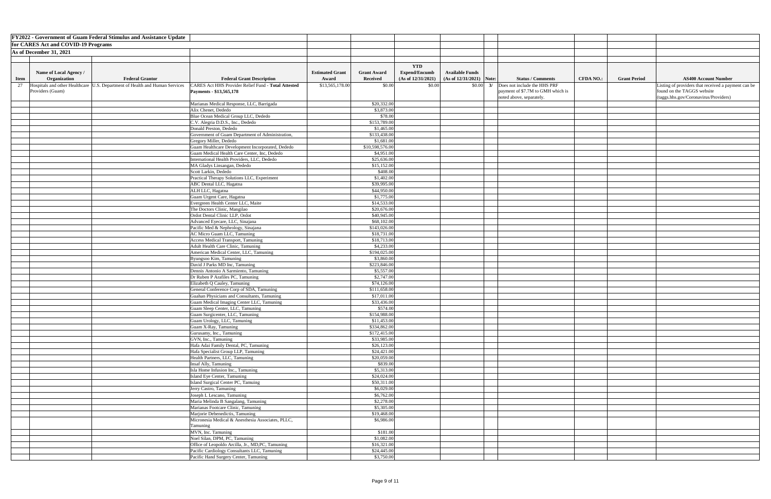**FY2022 - Government of Guam Federal Stimulus and Assistance Update**

**for CARES Act and COVID-19 Programs**

**As of December 31, 2021**

| Item | Name of Local Agency / Organization | Federal Grantor | Federal Grant Description | Estimated Grant Award | Grant Award Received | YTD Expend/Encumb (As of 12/31/2021) | Available Funds (As of 12/31/2021) | Note: | Status / Comments | CFDA NO.: | Grant Period | AS400 Account Number |
|---|---|---|---|---|---|---|---|---|---|---|---|---|
| 27 | Hospitals and other Healthcare Providers (Guam) | U.S. Department of Health and Human Services | CARES Act HHS Provider Relief Fund - **Total Attested Payments - $13,565,178** | $13,565,178.00 | $0.00 | $0.00 | $0.00 | 3/ | Does not include the HHS PRF payment of $7.7M to GMH which is noted above, separately. | | | Listing of providers that received a payment can be found on the TAGGS website (taggs.hhs.gov/Coronavirus/Providers) |
| | | | Marianas Medical Response, LLC, Barrigada | | $20,332.00 | | | | | | | |
| | | | Alix Chenet, Dededo | | $3,873.00 | | | | | | | |
| | | | Blue Ocean Medical Group LLC, Dededo | | $78.00 | | | | | | | |
| | | | C.V. Alegria D.D.S., Inc., Dededo | | $153,789.00 | | | | | | | |
| | | | Donald Preston, Dededo | | $1,465.00 | | | | | | | |
| | | | Government of Guam Department of Administration, | | $133,438.00 | | | | | | | |
| | | | Gregory Miller, Dededo | | $1,681.00 | | | | | | | |
| | | | Guam Healthcare Development Incorporated, Dededo | | $10,598,576.00 | | | | | | | |
| | | | Guam Medical Health Care Center, Inc, Dededo | | $4,951.00 | | | | | | | |
| | | | International Health Providers, LLC, Dededo | | $25,636.00 | | | | | | | |
| | | | MA Gladys Linsangan, Dededo | | $15,152.00 | | | | | | | |
| | | | Scott Larkin, Dededo | | $408.00 | | | | | | | |
| | | | Practical Therapy Solutions LLC, Experiment | | $1,402.00 | | | | | | | |
| | | | ABC Dental LLC, Hagatna | | $39,995.00 | | | | | | | |
| | | | ALH LLC, Hagatna | | $44,950.00 | | | | | | | |
| | | | Guam Urgent Care, Hagatna | | $1,775.00 | | | | | | | |
| | | | Evergreen Health Center LLC, Maite | | $14,533.00 | | | | | | | |
| | | | The Doctors Clinic, Mangilao | | $20,676.00 | | | | | | | |
| | | | Ordot Dental Clinic LLP, Ordot | | $40,945.00 | | | | | | | |
| | | | Advanced Eyecare, LLC, Sinajana | | $68,102.00 | | | | | | | |
| | | | Pacific Med & Nephrology, Sinajana | | $143,026.00 | | | | | | | |
| | | | AC Micro Guam LLC, Tamuning | | $18,731.00 | | | | | | | |
| | | | Access Medical Transport, Tamuning | | $18,713.00 | | | | | | | |
| | | | Adult Health Care Clinic, Tamuning | | $4,233.00 | | | | | | | |
| | | | American Medical Center, LLC, Tamuning | | $194,025.00 | | | | | | | |
| | | | Byungsoo Kim, Tamuning | | $3,860.00 | | | | | | | |
| | | | David J Parks MD Inc, Tamuning | | $223,846.00 | | | | | | | |
| | | | Dennis Antonio A Sarmiento, Tamuning | | $5,557.00 | | | | | | | |
| | | | Dr Ruben P Arafiles PC, Tamuning | | $2,747.00 | | | | | | | |
| | | | Elizabeth Q Cauley, Tamuning | | $74,126.00 | | | | | | | |
| | | | General Conference Corp of SDA, Tamuning | | $111,658.00 | | | | | | | |
| | | | Guahan Physicians and Consultants, Tamuning | | $17,011.00 | | | | | | | |
| | | | Guam Medical Imaging Center LLC, Tamuning | | $33,436.00 | | | | | | | |
| | | | Guam Sleep Center, LLC, Tamuning | | $574.00 | | | | | | | |
| | | | Guam Surgicenter, LLC, Tamuning | | $154,988.00 | | | | | | | |
| | | | Guam Urology, LLC, Tamuning | | $11,453.00 | | | | | | | |
| | | | Guam X-Ray, Tamuning | | $334,862.00 | | | | | | | |
| | | | Gurusamy, Inc., Tamuning | | $172,415.00 | | | | | | | |
| | | | GVN, Inc., Tamuning | | $33,985.00 | | | | | | | |
| | | | Hafa Adai Family Dental, PC, Tamuning | | $26,123.00 | | | | | | | |
| | | | Hafa Specialist Group LLP, Tamuning | | $24,421.00 | | | | | | | |
| | | | Health Partners, LLC, Tamuning | | $20,059.00 | | | | | | | |
| | | | Insaf Ally, Tamuning | | $839.00 | | | | | | | |
| | | | Isla Home Infusion Inc., Tamuning | | $5,313.00 | | | | | | | |
| | | | Island Eye Center, Tamuning | | $24,024.00 | | | | | | | |
| | | | Island Surgical Center PC, Tamuing | | $50,311.00 | | | | | | | |
| | | | Jerry Castro, Tamuning | | $6,029.00 | | | | | | | |
| | | | Joseph L Lescano, Tamuning | | $6,762.00 | | | | | | | |
| | | | Maria Melinda B Sangalang, Tamuning | | $2,278.00 | | | | | | | |
| | | | Marianas Footcare Clinic, Tamuning | | $5,305.00 | | | | | | | |
| | | | Marjorie Debenedictis, Tamuning | | $19,468.00 | | | | | | | |
| | | | Micronesia Medical & Anesthesia Associates, PLLC, Tamuning | | $6,986.00 | | | | | | | |
| | | | MVN, Inc. Tamuning | | $181.00 | | | | | | | |
| | | | Noel Silan, DPM, PC, Tamuning | | $1,082.00 | | | | | | | |
| | | | Office of Leopoldo Arcilla, Jr., MD,PC, Tamuning | | $16,321.00 | | | | | | | |
| | | | Pacific Cardiology Consultants LLC, Tamuning | | $24,445.00 | | | | | | | |
| | | | Pacific Hand Surgery Center, Tamuning | | $3,750.00 | | | | | | | |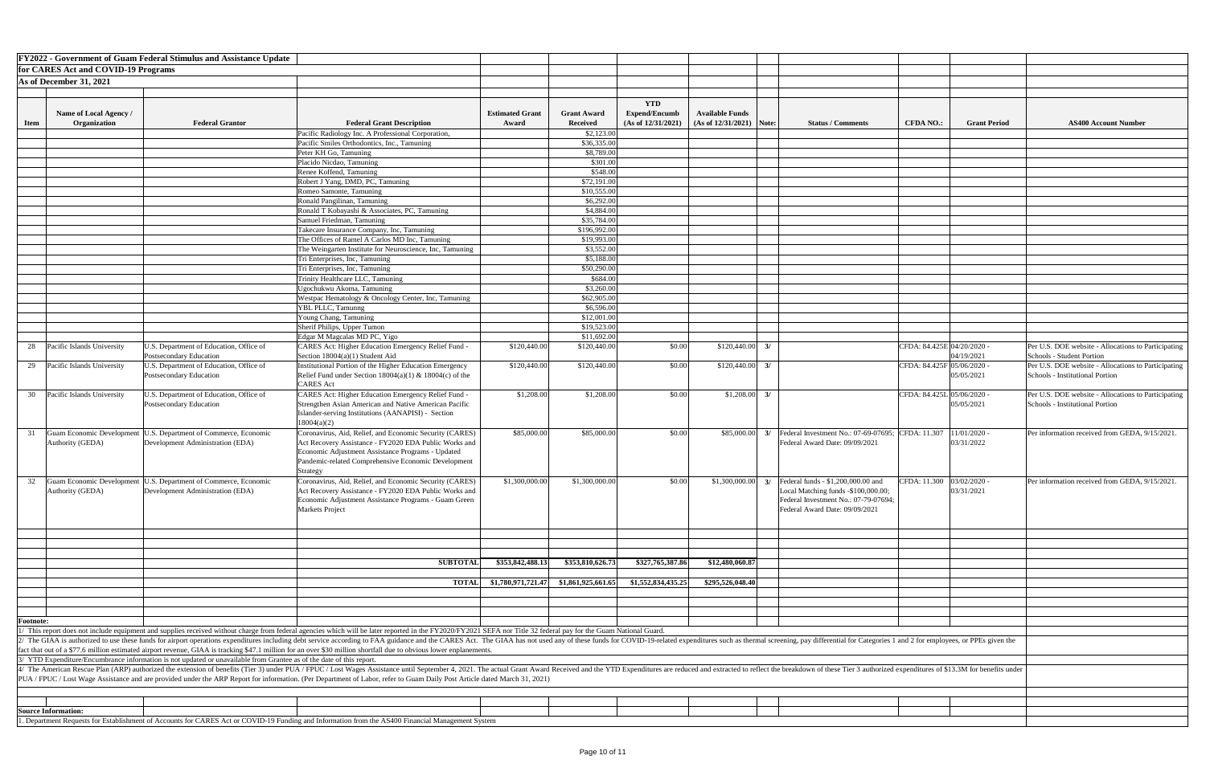**FY2022 - Government of Guam Federal Stimulus and Assistance Update for CARES Act and COVID-19 Programs**

**As of December 31, 2021**

| Item | Name of Local Agency / Organization | Federal Grantor | Federal Grant Description | Estimated Grant Award | Grant Award Received | YTD Expend/Encumb (As of 12/31/2021) | Available Funds (As of 12/31/2021) | Note: | Status / Comments | CFDA NO.: | Grant Period | AS400 Account Number |
|---|---|---|---|---|---|---|---|---|---|---|---|---|
| | | | Pacific Radiology Inc. A Professional Corporation, | | $2,123.00 | | | | | | | |
| | | | Pacific Smiles Orthodontics, Inc., Tamuning | | $36,335.00 | | | | | | | |
| | | | Peter KH Go, Tamuning | | $8,789.00 | | | | | | | |
| | | | Placido Nicdao, Tamuning | | $301.00 | | | | | | | |
| | | | Renee Koffend, Tamuning | | $548.00 | | | | | | | |
| | | | Robert J Yang, DMD, PC, Tamuning | | $72,191.00 | | | | | | | |
| | | | Romeo Samonte, Tamuning | | $10,555.00 | | | | | | | |
| | | | Ronald Pangilinan, Tamuning | | $6,292.00 | | | | | | | |
| | | | Ronald T Kobayashi & Associates, PC, Tamuning | | $4,884.00 | | | | | | | |
| | | | Samuel Friedman, Tamuning | | $35,784.00 | | | | | | | |
| | | | Takecare Insurance Company, Inc, Tamuning | | $196,992.00 | | | | | | | |
| | | | The Offices of Ramel A Carlos MD Inc, Tamuning | | $19,993.00 | | | | | | | |
| | | | The Weingarten Institute for Neuroscience, Inc, Tamuning | | $3,552.00 | | | | | | | |
| | | | Tri Enterprises, Inc, Tamuning | | $5,188.00 | | | | | | | |
| | | | Tri Enterprises, Inc, Tamuning | | $50,290.00 | | | | | | | |
| | | | Trinity Healthcare LLC, Tamuning | | $684.00 | | | | | | | |
| | | | Ugochukwu Akoma, Tamuning | | $3,260.00 | | | | | | | |
| | | | Westpac Hematology & Oncology Center, Inc, Tamuning | | $62,905.00 | | | | | | | |
| | | | YBL PLLC, Tamunng | | $6,596.00 | | | | | | | |
| | | | Young Chang, Tamuning | | $12,001.00 | | | | | | | |
| | | | Sherif Philips, Upper Tumon | | $19,523.00 | | | | | | | |
| | | | Edgar M Magcalas MD PC, Yigo | | $11,692.00 | | | | | | | |
| 28 | Pacific Islands University | U.S. Department of Education, Office of Postsecondary Education | CARES Act: Higher Education Emergency Relief Fund - Section 18004(a)(1) Student Aid | $120,440.00 | $120,440.00 | $0.00 | $120,440.00 | 3/ | | CFDA: 84.425E | 04/20/2020 - 04/19/2021 | Per U.S. DOE website - Allocations to Participating Schools - Student Portion |
| 29 | Pacific Islands University | U.S. Department of Education, Office of Postsecondary Education | Institutional Portion of the Higher Education Emergency Relief Fund under Section 18004(a)(1) & 18004(c) of the CARES Act | $120,440.00 | $120,440.00 | $0.00 | $120,440.00 | 3/ | | CFDA: 84.425F | 05/06/2020 - 05/05/2021 | Per U.S. DOE website - Allocations to Participating Schools - Institutional Portion |
| 30 | Pacific Islands University | U.S. Department of Education, Office of Postsecondary Education | CARES Act: Higher Education Emergency Relief Fund - Strengthen Asian American and Native American Pacific Islander-serving Institutions (AANAPISI) - Section 18004(a)(2) | $1,208.00 | $1,208.00 | $0.00 | $1,208.00 | 3/ | | CFDA: 84.425L | 05/06/2020 - 05/05/2021 | Per U.S. DOE website - Allocations to Participating Schools - Institutional Portion |
| 31 | Guam Economic Development Authority (GEDA) | U.S. Department of Commerce, Economic Development Administration (EDA) | Coronavirus, Aid, Relief, and Economic Security (CARES) Act Recovery Assistance - FY2020 EDA Public Works and Economic Adjustment Assistance Programs - Updated Pandemic-related Comprehensive Economic Development Strategy | $85,000.00 | $85,000.00 | $0.00 | $85,000.00 | 3/ | Federal Investment No.: 07-69-07695; Federal Award Date: 09/09/2021 | CFDA: 11.307 | 11/01/2020 - 03/31/2022 | Per information received from GEDA, 9/15/2021. |
| 32 | Guam Economic Development Authority (GEDA) | U.S. Department of Commerce, Economic Development Administration (EDA) | Coronavirus, Aid, Relief, and Economic Security (CARES) Act Recovery Assistance - FY2020 EDA Public Works and Economic Adjustment Assistance Programs - Guam Green Markets Project | $1,300,000.00 | $1,300,000.00 | $0.00 | $1,300,000.00 | 3/ | Federal funds - $1,200,000.00 and Local Matching funds -$100,000.00; Federal Investment No.: 07-79-07694; Federal Award Date: 09/09/2021 | CFDA: 11.300 | 03/02/2020 - 03/31/2021 | Per information received from GEDA, 9/15/2021. |
| | | | **SUBTOTAL** | **$353,842,488.13** | **$353,810,626.73** | **$327,765,387.86** | **$12,480,060.87** | | | | | |
| | | | **TOTAL** | **$1,780,971,721.47** | **$1,861,925,661.65** | **$1,552,834,435.25** | **$295,526,048.40** | | | | | |

**Footnote:**

1/ This report does not include equipment and supplies received without charge from federal agencies which will be later reported in the FY2020/FY2021 SEFA nor Title 32 federal pay for the Guam National Guard.

2/ The GIAA is authorized to use these funds for airport operations expenditures including debt service according to FAA guidance and the CARES Act. The GIAA has not used any of these funds for COVID-19-related expenditures such as thermal screening, pay differential for Categories 1 and 2 for employees, or PPEs given the fact that out of a $77.6 million estimated airport revenue, GIAA is tracking $47.1 million for an over $30 million shortfall due to obvious lower enplanements.

3/ YTD Expenditure/Encumbrance information is not updated or unavailable from Grantee as of the date of this report.

4/ The American Rescue Plan (ARP) authorized the extension of benefits (Tier 3) under PUA / FPUC / Lost Wages Assistance until September 4, 2021. The actual Grant Award Received and the YTD Expenditures are reduced and extracted to reflect the breakdown of these Tier 3 authorized expenditures of $13.3M for benefits under PUA / FPUC / Lost Wage Assistance and are provided under the ARP Report for information. (Per Department of Labor, refer to Guam Daily Post Article dated March 31, 2021)

**Source Information:**

1. Department Requests for Establishment of Accounts for CARES Act or COVID-19 Funding and Information from the AS400 Financial Management System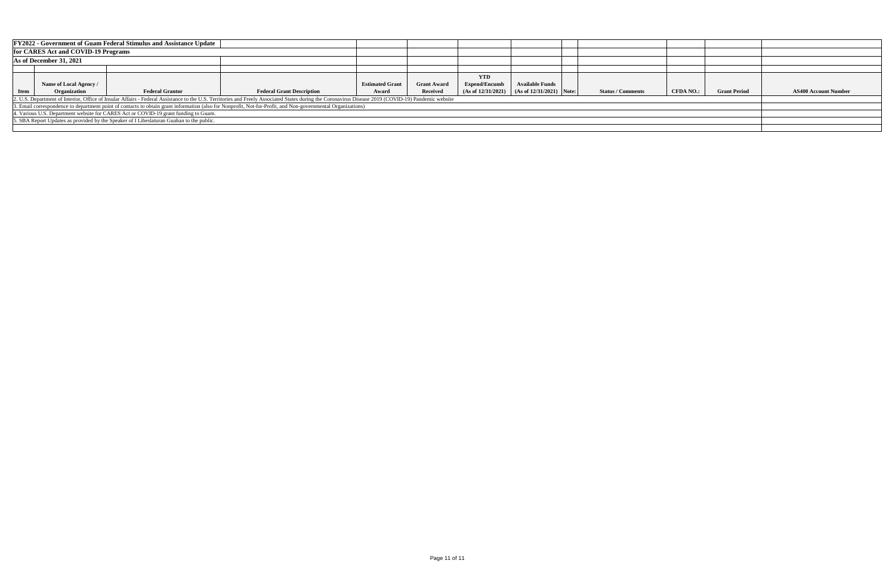| **FY2022 - Government of Guam Federal Stimulus and Assistance Update** | | | | | | | | | | | | | |
|---|---|---|---|---|---|---|---|---|---|---|---|---|---|
| **for CARES Act and COVID-19 Programs** | | | | | | | | | | | | | |
| **As of December 31, 2021** | | | | | | | | | | | | | |
| **Item** | **Name of Local Agency / Organization** | **Federal Grantor** | **Federal Grant Description** | **Estimated Grant Award** | **Grant Award Received** | **YTD Expend/Encumb (As of 12/31/2021)** | **Available Funds (As of 12/31/2021)** | **Note:** | **Status / Comments** | **CFDA NO.:** | **Grant Period** | **AS400 Account Number** |
| 2. U.S. Department of Interior, Office of Insular Affairs - Federal Assistance to the U.S. Territories and Freely Associated States during the Coronavirus Disease 2019 (COVID-19) Pandemic website | | | | | | | | | | | | |
| 3. Email correspondence to department point of contacts to obtain grant information (also for Nonprofit, Not-for-Profit, and Non-governmental Organizations) | | | | | | | | | | | | |
| 4. Various U.S. Department website for CARES Act or COVID-19 grant funding to Guam. | | | | | | | | | | | | |
| 5. SBA Report Updates as provided by the Speaker of I Liheslaturan Guahan to the public. | | | | | | | | | | | | |